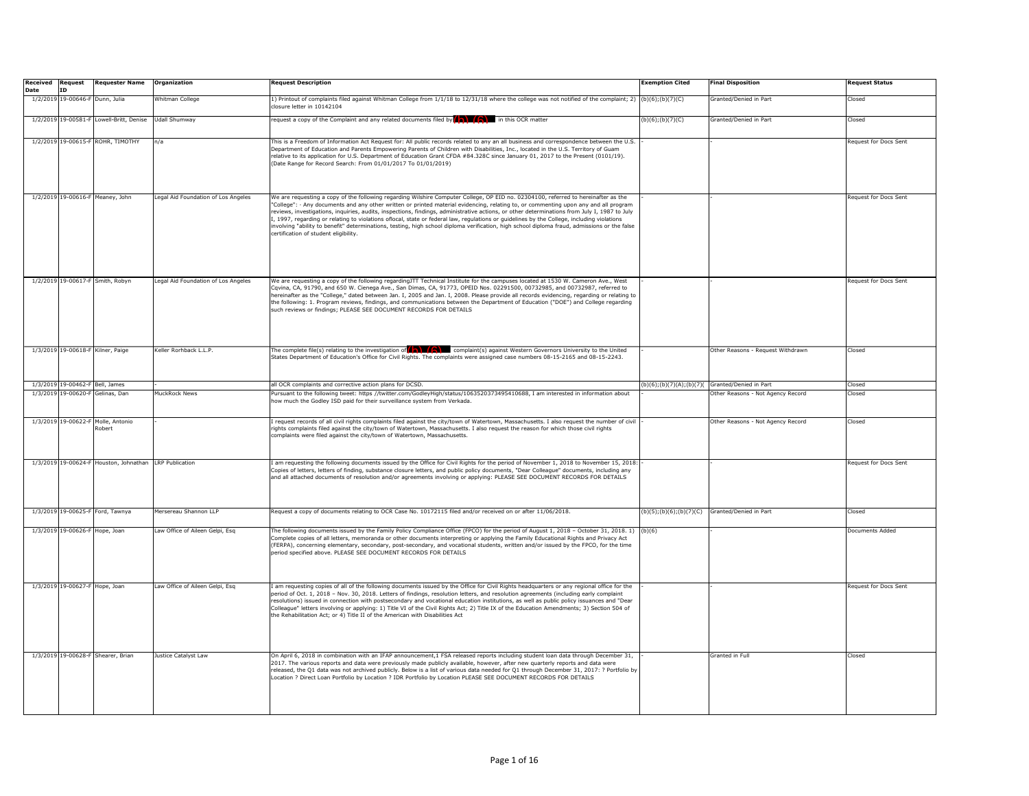| Received Date | Request ID | Requester Name | Organization | Request Description | Exemption Cited | Final Disposition | Request Status |
|---|---|---|---|---|---|---|---|
| 1/2/2019 | 19-00646-F | Dunn, Julia | Whitman College | 1) Printout of complaints filed against Whitman College from 1/1/18 to 12/31/18 where the college was not notified of the complaint; 2) closure letter in 10142104 | (b)(6);(b)(7)(C) | Granted/Denied in Part | Closed |
| 1/2/2019 | 19-00581-F | Lowell-Britt, Denise | Udall Shumway | request a copy of the Complaint and any related documents filed by (b)(6) in this OCR matter | (b)(6);(b)(7)(C) | Granted/Denied in Part | Closed |
| 1/2/2019 | 19-00615-F | ROHR, TIMOTHY | n/a | This is a Freedom of Information Act Request for: All public records related to any an all business and correspondence between the U.S. Department of Education and Parents Empowering Parents of Children with Disabilities, Inc., located in the U.S. Territory of Guam relative to its application for U.S. Department of Education Grant CFDA #84.328C since January 01, 2017 to the Present (0101/19). (Date Range for Record Search: From 01/01/2017 To 01/01/2019) | - | - | Request for Docs Sent |
| 1/2/2019 | 19-00616-F | Meaney, John | Legal Aid Foundation of Los Angeles | We are requesting a copy of the following regarding Wilshire Computer College, OP EID no. 02304100, referred to hereinafter as the "College": · Any documents and any other written or printed material evidencing, relating to, or commenting upon any and all program reviews, investigations, inquiries, audits, inspections, findings, administrative actions, or other determinations from July I, 1987 to July I, 1997, regarding or relating to violations oflocal, state or federal law, regulations or guidelines by the College, including violations involving "ability to benefit" determinations, testing, high school diploma verification, high school diploma fraud, admissions or the false certification of student eligibility. | - | - | Request for Docs Sent |
| 1/2/2019 | 19-00617-F | Smith, Robyn | Legal Aid Foundation of Los Angeles | We are requesting a copy of the following regardingJTT Technical Institute for the campuses located at 1530 W. Cameron Ave., West Cqvina, CA, 91790, and 650 W. Cienega Ave., San Dimas, CA, 91773, OPEID Nos. 02291500, 00732985, and 00732987, referred to hereinafter as the "College," dated between Jan. I, 2005 and Jan. I, 2008. Please provide all records evidencing, regarding or relating to the following: 1. Program reviews, findings, and communications between the Department of Education ("DOE") and College regarding such reviews or findings; PLEASE SEE DOCUMENT RECORDS FOR DETAILS | - | - | Request for Docs Sent |
| 1/3/2019 | 19-00618-F | Kilner, Paige | Keller Rorhback L.L.P. | The complete file(s) relating to the investigation of (b)(6) complaint(s) against Western Governors University to the United States Department of Education's Office for Civil Rights. The complaints were assigned case numbers 08-15-2165 and 08-15-2243. | - | Other Reasons - Request Withdrawn | Closed |
| 1/3/2019 | 19-00462-F | Bell, James | - | all OCR complaints and corrective action plans for DCSD. | (b)(6);(b)(7)(A);(b)(7)( | Granted/Denied in Part | Closed |
| 1/3/2019 | 19-00620-F | Gelinas, Dan | MuckRock News | Pursuant to the following tweet: https //twitter.com/GodleyHigh/status/1063520373495410688, I am interested in information about how much the Godley ISD paid for their surveillance system from Verkada. | - | Other Reasons - Not Agency Record | Closed |
| 1/3/2019 | 19-00622-F | Molle, Antonio Robert | - | I request records of all civil rights complaints filed against the city/town of Watertown, Massachusetts. I also request the number of civil rights complaints filed against the city/town of Watertown, Massachusetts. I also request the reason for which those civil rights complaints were filed against the city/town of Watertown, Massachusetts. | - | Other Reasons - Not Agency Record | Closed |
| 1/3/2019 | 19-00624-F | Houston, Johnathan | LRP Publication | I am requesting the following documents issued by the Office for Civil Rights for the period of November 1, 2018 to November 15, 2018: Copies of letters, letters of finding, substance closure letters, and public policy documents, "Dear Colleague" documents, including any and all attached documents of resolution and/or agreements involving or applying: PLEASE SEE DOCUMENT RECORDS FOR DETAILS | - | - | Request for Docs Sent |
| 1/3/2019 | 19-00625-F | Ford, Tawnya | Mersereau Shannon LLP | Request a copy of documents relating to OCR Case No. 10172115 filed and/or received on or after 11/06/2018. | (b)(5);(b)(6);(b)(7)(C) | Granted/Denied in Part | Closed |
| 1/3/2019 | 19-00626-F | Hope, Joan | Law Office of Aileen Gelpi, Esq | The following documents issued by the Family Policy Compliance Office (FPCO) for the period of August 1, 2018 – October 31, 2018. 1) Complete copies of all letters, memoranda or other documents interpreting or applying the Family Educational Rights and Privacy Act (FERPA), concerning elementary, secondary, post-secondary, and vocational students, written and/or issued by the FPCO, for the time period specified above. PLEASE SEE DOCUMENT RECORDS FOR DETAILS | (b)(6) | - | Documents Added |
| 1/3/2019 | 19-00627-F | Hope, Joan | Law Office of Aileen Gelpi, Esq | I am requesting copies of all of the following documents issued by the Office for Civil Rights headquarters or any regional office for the period of Oct. 1, 2018 – Nov. 30, 2018. Letters of findings, resolution letters, and resolution agreements (including early complaint resolutions) issued in connection with postsecondary and vocational education institutions, as well as public policy issuances and "Dear Colleague" letters involving or applying: 1) Title VI of the Civil Rights Act; 2) Title IX of the Education Amendments; 3) Section 504 of the Rehabilitation Act; or 4) Title II of the American with Disabilities Act | - | - | Request for Docs Sent |
| 1/3/2019 | 19-00628-F | Shearer, Brian | Justice Catalyst Law | On April 6, 2018 in combination with an IFAP announcement,1 FSA released reports including student loan data through December 31, 2017. The various reports and data were previously made publicly available, however, after new quarterly reports and data were released, the Q1 data was not archived publicly. Below is a list of various data needed for Q1 through December 31, 2017: ? Portfolio by Location ? Direct Loan Portfolio by Location ? IDR Portfolio by Location PLEASE SEE DOCUMENT RECORDS FOR DETAILS | - | Granted in Full | Closed |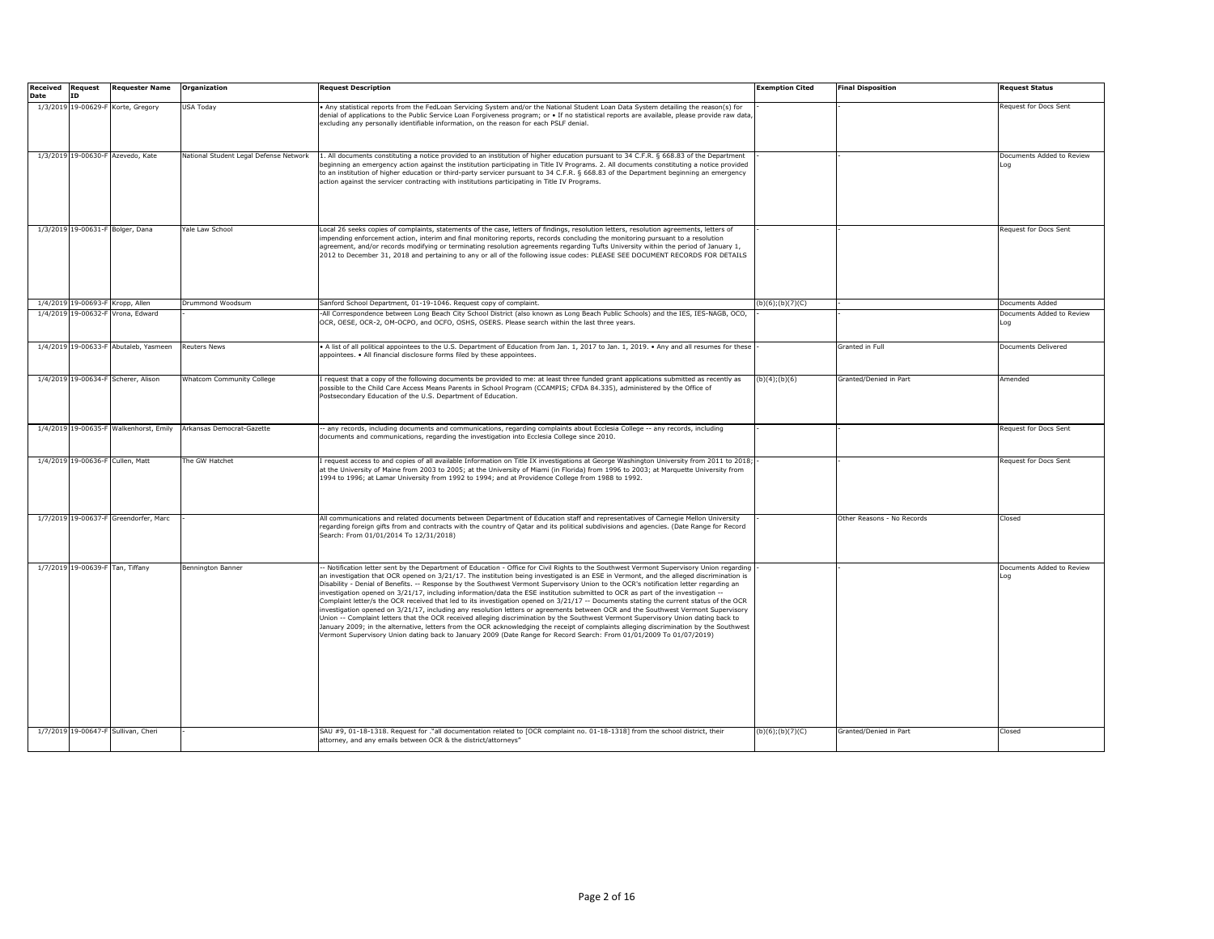| Received Date | Request ID | Requester Name | Organization | Request Description | Exemption Cited | Final Disposition | Request Status |
|---|---|---|---|---|---|---|---|
| 1/3/2019 | 19-00629-F | Korte, Gregory | USA Today | • Any statistical reports from the FedLoan Servicing System and/or the National Student Loan Data System detailing the reason(s) for denial of applications to the Public Service Loan Forgiveness program; or • If no statistical reports are available, please provide raw data, excluding any personally identifiable information, on the reason for each PSLF denial. | - | - | Request for Docs Sent |
| 1/3/2019 | 19-00630-F | Azevedo, Kate | National Student Legal Defense Network | 1. All documents constituting a notice provided to an institution of higher education pursuant to 34 C.F.R. § 668.83 of the Department beginning an emergency action against the institution participating in Title IV Programs. 2. All documents constituting a notice provided to an institution of higher education or third-party servicer pursuant to 34 C.F.R. § 668.83 of the Department beginning an emergency action against the servicer contracting with institutions participating in Title IV Programs. | - | - | Documents Added to Review Log |
| 1/3/2019 | 19-00631-F | Bolger, Dana | Yale Law School | Local 26 seeks copies of complaints, statements of the case, letters of findings, resolution letters, resolution agreements, letters of impending enforcement action, interim and final monitoring reports, records concluding the monitoring pursuant to a resolution agreement, and/or records modifying or terminating resolution agreements regarding Tufts University within the period of January 1, 2012 to December 31, 2018 and pertaining to any or all of the following issue codes: PLEASE SEE DOCUMENT RECORDS FOR DETAILS | - | - | Request for Docs Sent |
| 1/4/2019 | 19-00693-F | Kropp, Allen | Drummond Woodsum | Sanford School Department, 01-19-1046. Request copy of complaint. | (b)(6);(b)(7)(C) | - | Documents Added |
| 1/4/2019 | 19-00632-F | Vrona, Edward | - | -All Correspondence between Long Beach City School District (also known as Long Beach Public Schools) and the IES, IES-NAGB, OCO, OCR, OCR-2, OM-OCPO, and OCFO, OSHS, OSERS. Please search within the last three years. | - | - | Documents Added to Review Log |
| 1/4/2019 | 19-00633-F | Abutaleb, Yasmeen | Reuters News | • A list of all political appointees to the U.S. Department of Education from Jan. 1, 2017 to Jan. 1, 2019. • Any and all resumes for these appointees. • All financial disclosure forms filed by these appointees. | - | Granted in Full | Documents Delivered |
| 1/4/2019 | 19-00634-F | Scherer, Alison | Whatcom Community College | I request that a copy of the following documents be provided to me: at least three funded grant applications submitted as recently as possible to the Child Care Access Means Parents in School Program (CCAMPIS; CFDA 84.335), administered by the Office of Postsecondary Education of the U.S. Department of Education. | (b)(4);(b)(6) | Granted/Denied in Part | Amended |
| 1/4/2019 | 19-00635-F | Walkenhorst, Emily | Arkansas Democrat-Gazette | -- any records, including documents and communications, regarding complaints about Ecclesia College -- any records, including documents and communications, regarding the investigation into Ecclesia College since 2010. | - | - | Request for Docs Sent |
| 1/4/2019 | 19-00636-F | Cullen, Matt | The GW Hatchet | I request access to and copies of all available Information on Title IX investigations at George Washington University from 2011 to 2018; at the University of Maine from 2003 to 2005; at the University of Miami (in Florida) from 1996 to 2003; at Marquette University from 1994 to 1996; at Lamar University from 1992 to 1994; and at Providence College from 1988 to 1992. | - | - | Request for Docs Sent |
| 1/7/2019 | 19-00637-F | Greendorfer, Marc | - | All communications and related documents between Department of Education staff and representatives of Carnegie Mellon University regarding foreign gifts from and contracts with the country of Qatar and its political subdivisions and agencies. (Date Range for Record Search: From 01/01/2014 To 12/31/2018) | - | Other Reasons - No Records | Closed |
| 1/7/2019 | 19-00639-F | Tan, Tiffany | Bennington Banner | -- Notification letter sent by the Department of Education - Office for Civil Rights to the Southwest Vermont Supervisory Union regarding an investigation that OCR opened on 3/21/17. The institution being investigated is an ESE in Vermont, and the alleged discrimination is Disability - Denial of Benefits. -- Response by the Southwest Vermont Supervisory Union to the OCR's notification letter regarding an investigation opened on 3/21/17, including information/data the ESE institution submitted to OCR as part of the investigation -- Complaint letter/s the OCR received that led to its investigation opened on 3/21/17 -- Documents stating the current status of the OCR investigation opened on 3/21/17, including any resolution letters or agreements between OCR and the Southwest Vermont Supervisory Union -- Complaint letters that the OCR received alleging discrimination by the Southwest Vermont Supervisory Union dating back to January 2009; in the alternative, letters from the OCR acknowledging the receipt of complaints alleging discrimination by the Southwest Vermont Supervisory Union dating back to January 2009 (Date Range for Record Search: From 01/01/2009 To 01/07/2019) | - | - | Documents Added to Review Log |
| 1/7/2019 | 19-00647-F | Sullivan, Cheri | - | SAU #9, 01-18-1318. Request for ."all documentation related to [OCR complaint no. 01-18-1318] from the school district, their attorney, and any emails between OCR & the district/attorneys" | (b)(6);(b)(7)(C) | Granted/Denied in Part | Closed |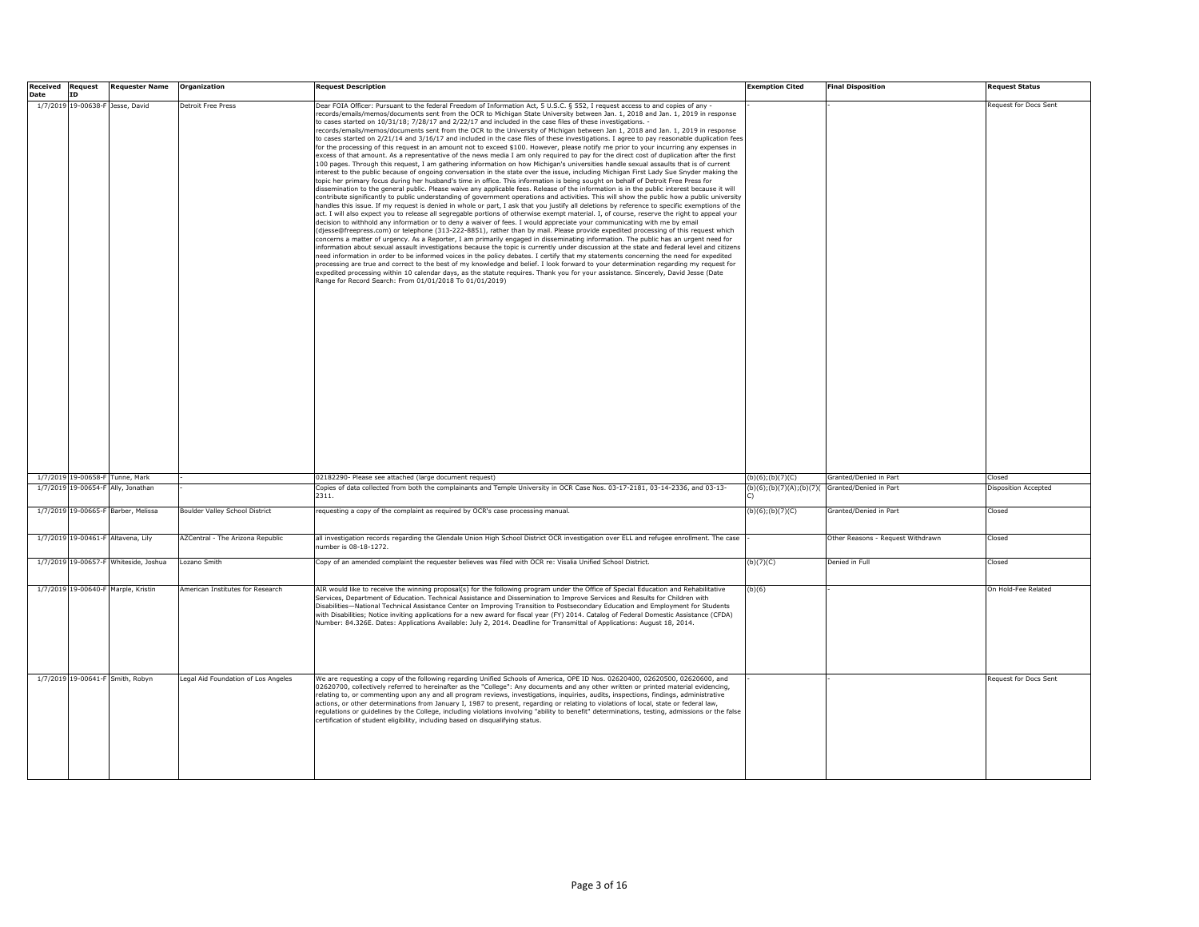| Received Date | Request ID | Requester Name | Organization | Request Description | Exemption Cited | Final Disposition | Request Status |
|---|---|---|---|---|---|---|---|
| 1/7/2019 | 19-00638-F | Jesse, David | Detroit Free Press | Dear FOIA Officer: Pursuant to the federal Freedom of Information Act, 5 U.S.C. § 552, I request access to and copies of any - records/emails/memos/documents sent from the OCR to Michigan State University between Jan. 1, 2018 and Jan. 1, 2019 in response to cases started on 10/31/18; 7/28/17 and 2/22/17 and included in the case files of these investigations. - records/emails/memos/documents sent from the OCR to the University of Michigan between Jan 1, 2018 and Jan. 1, 2019 in response to cases started on 2/21/14 and 3/16/17 and included in the case files of these investigations. I agree to pay reasonable duplication fees for the processing of this request in an amount not to exceed $100. However, please notify me prior to your incurring any expenses in excess of that amount. As a representative of the news media I am only required to pay for the direct cost of duplication after the first 100 pages. Through this request, I am gathering information on how Michigan's universities handle sexual assaults that is of current interest to the public because of ongoing conversation in the state over the issue, including Michigan First Lady Sue Snyder making the topic her primary focus during her husband's time in office. This information is being sought on behalf of Detroit Free Press for dissemination to the general public. Please waive any applicable fees. Release of the information is in the public interest because it will contribute significantly to public understanding of government operations and activities. This will show the public how a public university handles this issue. If my request is denied in whole or part, I ask that you justify all deletions by reference to specific exemptions of the act. I will also expect you to release all segregable portions of otherwise exempt material. I, of course, reserve the right to appeal your decision to withhold any information or to deny a waiver of fees. I would appreciate your communicating with me by email (djesse@freepress.com) or telephone (313-222-8851), rather than by mail. Please provide expedited processing of this request which concerns a matter of urgency. As a Reporter, I am primarily engaged in disseminating information. The public has an urgent need for information about sexual assault investigations because the topic is currently under discussion at the state and federal level and citizens need information in order to be informed voices in the policy debates. I certify that my statements concerning the need for expedited processing are true and correct to the best of my knowledge and belief. I look forward to your determination regarding my request for expedited processing within 10 calendar days, as the statute requires. Thank you for your assistance. Sincerely, David Jesse (Date Range for Record Search: From 01/01/2018 To 01/01/2019) | - | - | Request for Docs Sent |
| 1/7/2019 | 19-00658-F | Tunne, Mark | - | 02182290- Please see attached (large document request) | (b)(6);(b)(7)(C) | Granted/Denied in Part | Closed |
| 1/7/2019 | 19-00654-F | Ally, Jonathan | - | Copies of data collected from both the complainants and Temple University in OCR Case Nos. 03-17-2181, 03-14-2336, and 03-13-2311. | (b)(6);(b)(7)(A);(b)(7)(C) | Granted/Denied in Part | Disposition Accepted |
| 1/7/2019 | 19-00665-F | Barber, Melissa | Boulder Valley School District | requesting a copy of the complaint as required by OCR's case processing manual. | (b)(6);(b)(7)(C) | Granted/Denied in Part | Closed |
| 1/7/2019 | 19-00461-F | Altavena, Lily | AZCentral - The Arizona Republic | all investigation records regarding the Glendale Union High School District OCR investigation over ELL and refugee enrollment. The case number is 08-18-1272. | - | Other Reasons - Request Withdrawn | Closed |
| 1/7/2019 | 19-00657-F | Whiteside, Joshua | Lozano Smith | Copy of an amended complaint the requester believes was filed with OCR re: Visalia Unified School District. | (b)(7)(C) | Denied in Full | Closed |
| 1/7/2019 | 19-00640-F | Marple, Kristin | American Institutes for Research | AIR would like to receive the winning proposal(s) for the following program under the Office of Special Education and Rehabilitative Services, Department of Education. Technical Assistance and Dissemination to Improve Services and Results for Children with Disabilities—National Technical Assistance Center on Improving Transition to Postsecondary Education and Employment for Students with Disabilities; Notice inviting applications for a new award for fiscal year (FY) 2014. Catalog of Federal Domestic Assistance (CFDA) Number: 84.326E. Dates: Applications Available: July 2, 2014. Deadline for Transmittal of Applications: August 18, 2014. | (b)(6) | - | On Hold-Fee Related |
| 1/7/2019 | 19-00641-F | Smith, Robyn | Legal Aid Foundation of Los Angeles | We are requesting a copy of the following regarding Unified Schools of America, OPE ID Nos. 02620400, 02620500, 02620600, and 02620700, collectively referred to hereinafter as the "College": Any documents and any other written or printed material evidencing, relating to, or commenting upon any and all program reviews, investigations, inquiries, audits, inspections, findings, administrative actions, or other determinations from January 1, 1987 to present, regarding or relating to violations of local, state or federal law, regulations or guidelines by the College, including violations involving "ability to benefit" determinations, testing, admissions or the false certification of student eligibility, including based on disqualifying status. | - | - | Request for Docs Sent |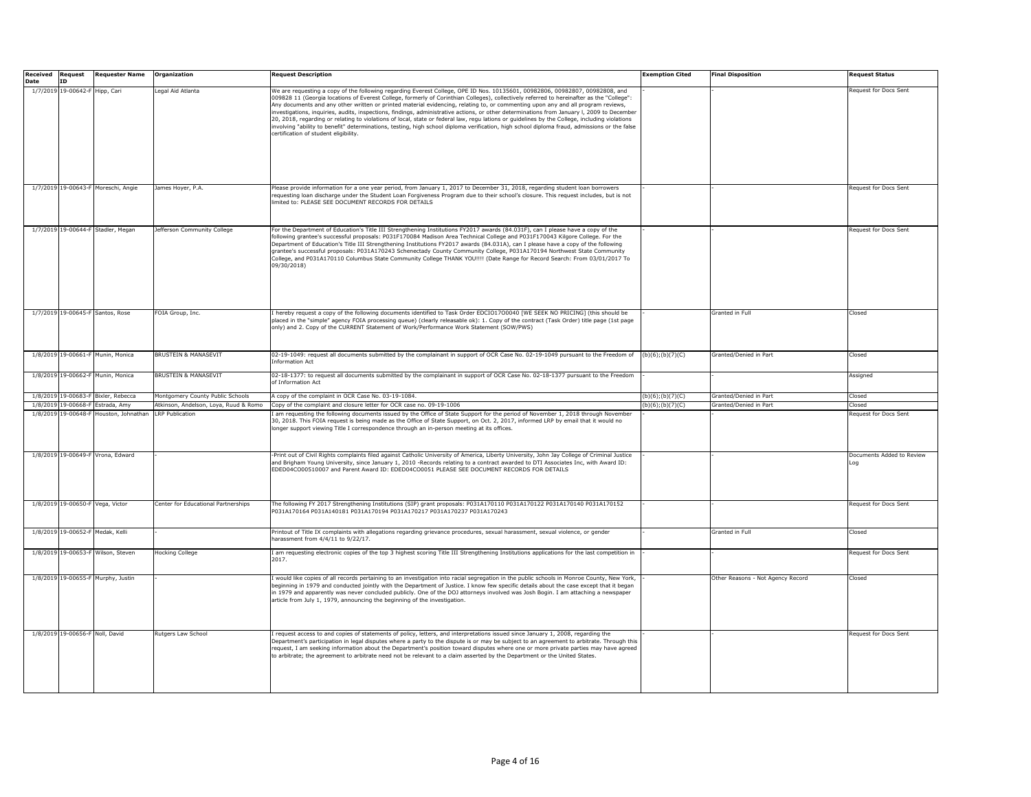| Received Date | Request ID | Requester Name | Organization | Request Description | Exemption Cited | Final Disposition | Request Status |
|---|---|---|---|---|---|---|---|
| 1/7/2019 | 19-00642-F | Hipp, Cari | Legal Aid Atlanta | We are requesting a copy of the following regarding Everest College, OPE ID Nos. 10135601, 00982806, 00982807, 00982808, and 009828 11 (Georgia locations of Everest College, formerly of Corinthian Colleges), collectively referred to hereinafter as the "College": Any documents and any other written or printed material evidencing, relating to, or commenting upon any and all program reviews, investigations, inquiries, audits, inspections, findings, administrative actions, or other determinations from January l, 2009 to December 20, 2018, regarding or relating to violations of local, state or federal law, regu lations or guidelines by the College, including violations involving "ability to benefit" determinations, testing, high school diploma verification, high school diploma fraud, admissions or the false certification of student eligibility. | - | - | Request for Docs Sent |
| 1/7/2019 | 19-00643-F | Moreschi, Angie | James Hoyer, P.A. | Please provide information for a one year period, from January 1, 2017 to December 31, 2018, regarding student loan borrowers requesting loan discharge under the Student Loan Forgiveness Program due to their school's closure. This request includes, but is not limited to: PLEASE SEE DOCUMENT RECORDS FOR DETAILS | - | - | Request for Docs Sent |
| 1/7/2019 | 19-00644-F | Stadler, Megan | Jefferson Community College | For the Department of Education's Title III Strengthening Institutions FY2017 awards (84.031F), can I please have a copy of the following grantee's successful proposals: P031F170084 Madison Area Technical College and P031F170043 Kilgore College. For the Department of Education's Title III Strengthening Institutions FY2017 awards (84.031A), can I please have a copy of the following grantee's successful proposals: P031A170243 Schenectady County Community College, P031A170194 Northwest State Community College, and P031A170110 Columbus State Community College THANK YOU!!!! (Date Range for Record Search: From 03/01/2017 To 09/30/2018) | - | - | Request for Docs Sent |
| 1/7/2019 | 19-00645-F | Santos, Rose | FOIA Group, Inc. | I hereby request a copy of the following documents identified to Task Order EDCIO17O0040 [WE SEEK NO PRICING] (this should be placed in the "simple" agency FOIA processing queue) (clearly releasable ok): 1. Copy of the contract (Task Order) title page (1st page only) and 2. Copy of the CURRENT Statement of Work/Performance Work Statement (SOW/PWS) | - | Granted in Full | Closed |
| 1/8/2019 | 19-00661-F | Munin, Monica | BRUSTEIN & MANASEVIT | 02-19-1049: request all documents submitted by the complainant in support of OCR Case No. 02-19-1049 pursuant to the Freedom of Information Act | (b)(6);(b)(7)(C) | Granted/Denied in Part | Closed |
| 1/8/2019 | 19-00662-F | Munin, Monica | BRUSTEIN & MANASEVIT | 02-18-1377: to request all documents submitted by the complainant in support of OCR Case No. 02-18-1377 pursuant to the Freedom of Information Act | - | - | Assigned |
| 1/8/2019 | 19-00683-F | Bixler, Rebecca | Montgomery County Public Schools | A copy of the complaint in OCR Case No. 03-19-1084. | (b)(6);(b)(7)(C) | Granted/Denied in Part | Closed |
| 1/8/2019 | 19-00668-F | Estrada, Amy | Atkinson, Andelson, Loya, Ruud & Romo | Copy of the complaint and closure letter for OCR case no. 09-19-1006 | (b)(6);(b)(7)(C) | Granted/Denied in Part | Closed |
| 1/8/2019 | 19-00648-F | Houston, Johnathan | LRP Publication | I am requesting the following documents issued by the Office of State Support for the period of November 1, 2018 through November 30, 2018. This FOIA request is being made as the Office of State Support, on Oct. 2, 2017, informed LRP by email that it would no longer support viewing Title I correspondence through an in-person meeting at its offices. | - | - | Request for Docs Sent |
| 1/8/2019 | 19-00649-F | Vrona, Edward | - | -Print out of Civil Rights complaints filed against Catholic University of America, Liberty University, John Jay College of Criminal Justice and Brigham Young University, since January 1, 2010 -Records relating to a contract awarded to DTI Associates Inc, with Award ID: EDED04CO00510007 and Parent Award ID: EDED04CO0051 PLEASE SEE DOCUMENT RECORDS FOR DETAILS | - | - | Documents Added to Review Log |
| 1/8/2019 | 19-00650-F | Vega, Victor | Center for Educational Partnerships | The following FY 2017 Strengthening Institutions (SIP) grant proposals: P031A170110 P031A170122 P031A170140 P031A170152 P031A170164 P031A140181 P031A170194 P031A170217 P031A170237 P031A170243 | - | - | Request for Docs Sent |
| 1/8/2019 | 19-00652-F | Medak, Kelli | - | Printout of Title IX complaints with allegations regarding grievance procedures, sexual harassment, sexual violence, or gender harassment from 4/4/11 to 9/22/17. | - | Granted in Full | Closed |
| 1/8/2019 | 19-00653-F | Wilson, Steven | Hocking College | I am requesting electronic copies of the top 3 highest scoring Title III Strengthening Institutions applications for the last competition in 2017. | - | - | Request for Docs Sent |
| 1/8/2019 | 19-00655-F | Murphy, Justin | - | I would like copies of all records pertaining to an investigation into racial segregation in the public schools in Monroe County, New York, beginning in 1979 and conducted jointly with the Department of Justice. I know few specific details about the case except that it began in 1979 and apparently was never concluded publicly. One of the DOJ attorneys involved was Josh Bogin. I am attaching a newspaper article from July 1, 1979, announcing the beginning of the investigation. | - | Other Reasons - Not Agency Record | Closed |
| 1/8/2019 | 19-00656-F | Noll, David | Rutgers Law School | I request access to and copies of statements of policy, letters, and interpretations issued since January 1, 2008, regarding the Department's participation in legal disputes where a party to the dispute is or may be subject to an agreement to arbitrate. Through this request, I am seeking information about the Department's position toward disputes where one or more private parties may have agreed to arbitrate; the agreement to arbitrate need not be relevant to a claim asserted by the Department or the United States. | - | - | Request for Docs Sent |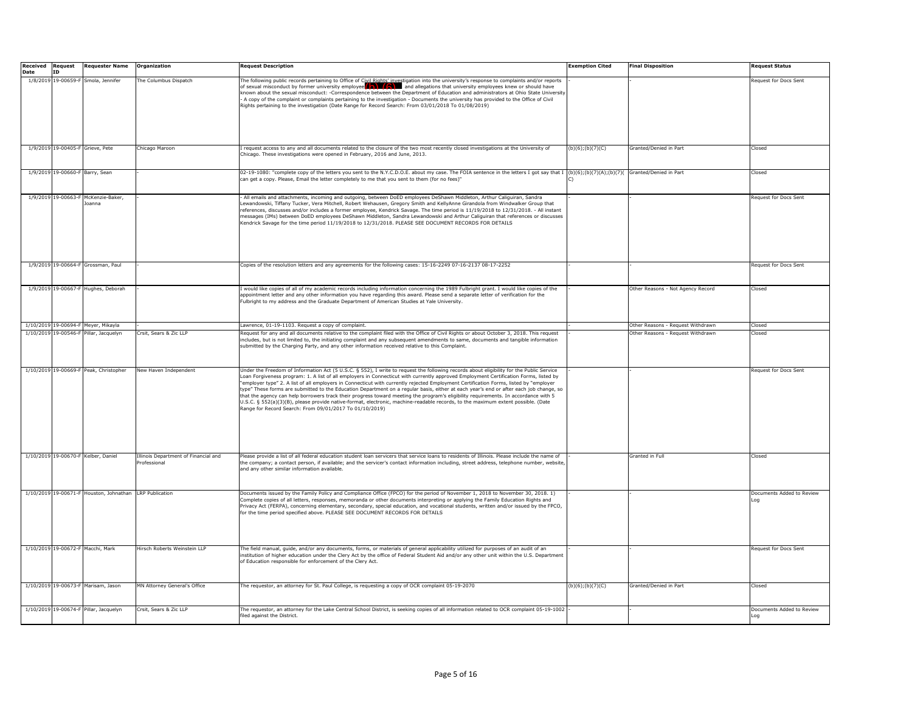| Received Date | Request ID | Requester Name | Organization | Request Description | Exemption Cited | Final Disposition | Request Status |
|---|---|---|---|---|---|---|---|
| 1/8/2019 | 19-00659-F | Smola, Jennifer | The Columbus Dispatch | The following public records pertaining to Office of Civil Rights' investigation into the university's response to complaints and/or reports of sexual misconduct by former university employee (b)(6) and allegations that university employees knew or should have known about the sexual misconduct: -Correspondence between the Department of Education and administrators at Ohio State University - A copy of the complaint or complaints pertaining to the investigation - Documents the university has provided to the Office of Civil Rights pertaining to the investigation (Date Range for Record Search: From 03/01/2018 To 01/08/2019) | - | - | Request for Docs Sent |
| 1/9/2019 | 19-00405-F | Grieve, Pete | Chicago Maroon | I request access to any and all documents related to the closure of the two most recently closed investigations at the University of Chicago. These investigations were opened in February, 2016 and June, 2013. | (b)(6);(b)(7)(C) | Granted/Denied in Part | Closed |
| 1/9/2019 | 19-00660-F | Barry, Sean | - | 02-19-1080: "complete copy of the letters you sent to the N.Y.C.D.O.E. about my case. The FOIA sentence in the letters I got say that I can get a copy. Please, Email the letter completely to me that you sent to them (for no fees)" | (b)(6);(b)(7)(A);(b)(7)(C) | Granted/Denied in Part | Closed |
| 1/9/2019 | 19-00663-F | McKenzie-Baker, Joanna | - | - All emails and attachments, incoming and outgoing, between DoED employees DeShawn Middleton, Arthur Caliguiran, Sandra Lewandowski, Tiffany Tucker, Vera Mitchell, Robert Wehausen, Gregory Smith and KellyAnne Girandola from Windwalker Group that references, discusses and/or includes a former employee, Kendrick Savage. The time period is 11/19/2018 to 12/31/2018. - All instant messages (IMs) between DoED employees DeShawn Middleton, Sandra Lewandowski and Arthur Caliguiran that references or discusses Kendrick Savage for the time period 11/19/2018 to 12/31/2018. PLEASE SEE DOCUMENT RECORDS FOR DETAILS | - | - | Request for Docs Sent |
| 1/9/2019 | 19-00664-F | Grossman, Paul | - | Copies of the resolution letters and any agreements for the following cases: 15-16-2249 07-16-2137 08-17-2252 | - | - | Request for Docs Sent |
| 1/9/2019 | 19-00667-F | Hughes, Deborah | - | I would like copies of all of my academic records including information concerning the 1989 Fulbright grant. I would like copies of the appointment letter and any other information you have regarding this award. Please send a separate letter of verification for the Fulbright to my address and the Graduate Department of American Studies at Yale University. | - | Other Reasons - Not Agency Record | Closed |
| 1/10/2019 | 19-00694-F | Meyer, Mikayla | - | Lawrence, 01-19-1103. Request a copy of complaint. | - | Other Reasons - Request Withdrawn | Closed |
| 1/10/2019 | 19-00546-F | Pillar, Jacquelyn | Crsit, Sears & Zic LLP | Request for any and all documents relative to the complaint filed with the Office of Civil Rights or about October 3, 2018. This request includes, but is not limited to, the initiating complaint and any subsequent amendments to same, documents and tangible information submitted by the Charging Party, and any other information received relative to this Complaint. | - | Other Reasons - Request Withdrawn | Closed |
| 1/10/2019 | 19-00669-F | Peak, Christopher | New Haven Independent | Under the Freedom of Information Act (5 U.S.C. § 552), I write to request the following records about eligibility for the Public Service Loan Forgiveness program: 1. A list of all employers in Connecticut with currently approved Employment Certification Forms, listed by "employer type" 2. A list of all employers in Connecticut with currently rejected Employment Certification Forms, listed by "employer type" These forms are submitted to the Education Department on a regular basis, either at each year's end or after each job change, so that the agency can help borrowers track their progress toward meeting the program's eligibility requirements. In accordance with 5 U.S.C. § 552(a)(3)(B), please provide native-format, electronic, machine-readable records, to the maximum extent possible. (Date Range for Record Search: From 09/01/2017 To 01/10/2019) | - | - | Request for Docs Sent |
| 1/10/2019 | 19-00670-F | Kelber, Daniel | Illinois Department of Financial and Professional | Please provide a list of all federal education student loan servicers that service loans to residents of Illinois. Please include the name of the company; a contact person, if available; and the servicer's contact information including, street address, telephone number, website, and any other similar information available. | - | Granted in Full | Closed |
| 1/10/2019 | 19-00671-F | Houston, Johnathan | LRP Publication | Documents issued by the Family Policy and Compliance Office (FPCO) for the period of November 1, 2018 to November 30, 2018. 1) Complete copies of all letters, responses, memoranda or other documents interpreting or applying the Family Education Rights and Privacy Act (FERPA), concerning elementary, secondary, special education, and vocational students, written and/or issued by the FPCO, for the time period specified above. PLEASE SEE DOCUMENT RECORDS FOR DETAILS | - | - | Documents Added to Review Log |
| 1/10/2019 | 19-00672-F | Macchi, Mark | Hirsch Roberts Weinstein LLP | The field manual, guide, and/or any documents, forms, or materials of general applicability utilized for purposes of an audit of an institution of higher education under the Clery Act by the office of Federal Student Aid and/or any other unit within the U.S. Department of Education responsible for enforcement of the Clery Act. | - | - | Request for Docs Sent |
| 1/10/2019 | 19-00673-F | Marisam, Jason | MN Attorney General's Office | The requestor, an attorney for St. Paul College, is requesting a copy of OCR complaint 05-19-2070 | (b)(6);(b)(7)(C) | Granted/Denied in Part | Closed |
| 1/10/2019 | 19-00674-F | Pillar, Jacquelyn | Crsit, Sears & Zic LLP | The requestor, an attorney for the Lake Central School District, is seeking copies of all information related to OCR complaint 05-19-1002 filed against the District. | - | - | Documents Added to Review Log |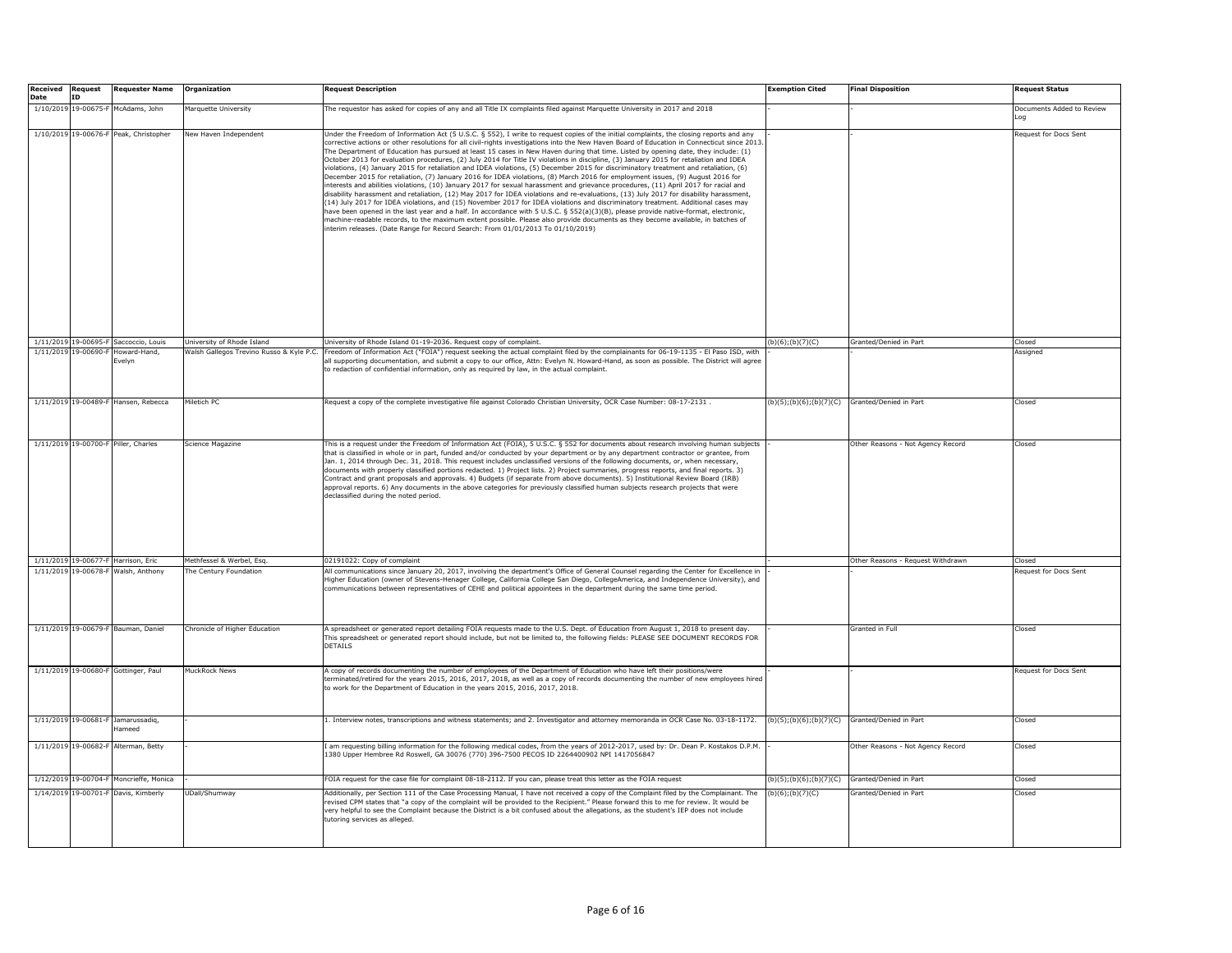| Received Date | Request ID | Requester Name | Organization | Request Description | Exemption Cited | Final Disposition | Request Status |
|---|---|---|---|---|---|---|---|
| 1/10/2019 | 19-00675-F | McAdams, John | Marquette University | The requestor has asked for copies of any and all Title IX complaints filed against Marquette University in 2017 and 2018 | - | - | Documents Added to Review Log |
| 1/10/2019 | 19-00676-F | Peak, Christopher | New Haven Independent | Under the Freedom of Information Act (5 U.S.C. § 552), I write to request copies of the initial complaints, the closing reports and any corrective actions or other resolutions for all civil-rights investigations into the New Haven Board of Education in Connecticut since 2013. The Department of Education has pursued at least 15 cases in New Haven during that time. Listed by opening date, they include: (1) October 2013 for evaluation procedures, (2) July 2014 for Title IV violations in discipline, (3) January 2015 for retaliation and IDEA violations, (4) January 2015 for retaliation and IDEA violations, (5) December 2015 for discriminatory treatment and retaliation, (6) December 2015 for retaliation, (7) January 2016 for IDEA violations, (8) March 2016 for employment issues, (9) August 2016 for interests and abilities violations, (10) January 2017 for sexual harassment and grievance procedures, (11) April 2017 for racial and disability harassment and retaliation, (12) May 2017 for IDEA violations and re-evaluations, (13) July 2017 for disability harassment, (14) July 2017 for IDEA violations, and (15) November 2017 for IDEA violations and discriminatory treatment. Additional cases may have been opened in the last year and a half. In accordance with 5 U.S.C. § 552(a)(3)(B), please provide native-format, electronic, machine-readable records, to the maximum extent possible. Please also provide documents as they become available, in batches of interim releases. (Date Range for Record Search: From 01/01/2013 To 01/10/2019) | - | - | Request for Docs Sent |
| 1/11/2019 | 19-00695-F | Saccoccio, Louis | University of Rhode Island | University of Rhode Island 01-19-2036. Request copy of complaint. | (b)(6);(b)(7)(C) | Granted/Denied in Part | Closed |
| 1/11/2019 | 19-00690-F | Howard-Hand, Evelyn | Walsh Gallegos Trevino Russo & Kyle P.C. | Freedom of Information Act ("FOIA") request seeking the actual complaint filed by the complainants for 06-19-1135 - El Paso ISD, with all supporting documentation, and submit a copy to our office, Attn: Evelyn N. Howard-Hand, as soon as possible. The District will agree to redaction of confidential information, only as required by law, in the actual complaint. | - | - | Assigned |
| 1/11/2019 | 19-00489-F | Hansen, Rebecca | Miletich PC | Request a copy of the complete investigative file against Colorado Christian University, OCR Case Number: 08-17-2131 . | (b)(5);(b)(6);(b)(7)(C) | Granted/Denied in Part | Closed |
| 1/11/2019 | 19-00700-F | Piller, Charles | Science Magazine | This is a request under the Freedom of Information Act (FOIA), 5 U.S.C. § 552 for documents about research involving human subjects that is classified in whole or in part, funded and/or conducted by your department or by any department contractor or grantee, from Jan. 1, 2014 through Dec. 31, 2018. This request includes unclassified versions of the following documents, or, when necessary, documents with properly classified portions redacted. 1) Project lists. 2) Project summaries, progress reports, and final reports. 3) Contract and grant proposals and approvals. 4) Budgets (if separate from above documents). 5) Institutional Review Board (IRB) approval reports. 6) Any documents in the above categories for previously classified human subjects research projects that were declassified during the noted period. | - | Other Reasons - Not Agency Record | Closed |
| 1/11/2019 | 19-00677-F | Harrison, Eric | Methfessel & Werbel, Esq. | 02191022: Copy of complaint | - | Other Reasons - Request Withdrawn | Closed |
| 1/11/2019 | 19-00678-F | Walsh, Anthony | The Century Foundation | All communications since January 20, 2017, involving the department's Office of General Counsel regarding the Center for Excellence in Higher Education (owner of Stevens-Henager College, California College San Diego, CollegeAmerica, and Independence University), and communications between representatives of CEHE and political appointees in the department during the same time period. | - | - | Request for Docs Sent |
| 1/11/2019 | 19-00679-F | Bauman, Daniel | Chronicle of Higher Education | A spreadsheet or generated report detailing FOIA requests made to the U.S. Dept. of Education from August 1, 2018 to present day. This spreadsheet or generated report should include, but not be limited to, the following fields: PLEASE SEE DOCUMENT RECORDS FOR DETAILS | - | Granted in Full | Closed |
| 1/11/2019 | 19-00680-F | Gottinger, Paul | MuckRock News | A copy of records documenting the number of employees of the Department of Education who have left their positions/were terminated/retired for the years 2015, 2016, 2017, 2018, as well as a copy of records documenting the number of new employees hired to work for the Department of Education in the years 2015, 2016, 2017, 2018. | - | - | Request for Docs Sent |
| 1/11/2019 | 19-00681-F | Jamarussadiq, Hameed | - | 1. Interview notes, transcriptions and witness statements; and 2. Investigator and attorney memoranda in OCR Case No. 03-18-1172. | (b)(5);(b)(6);(b)(7)(C) | Granted/Denied in Part | Closed |
| 1/11/2019 | 19-00682-F | Alterman, Betty | - | I am requesting billing information for the following medical codes, from the years of 2012-2017, used by: Dr. Dean P. Kostakos D.P.M. 1380 Upper Hembree Rd Roswell, GA 30076 (770) 396-7500 PECOS ID 2264400902 NPI 1417056847 | - | Other Reasons - Not Agency Record | Closed |
| 1/12/2019 | 19-00704-F | Moncrieffe, Monica | - | FOIA request for the case file for complaint 08-18-2112. If you can, please treat this letter as the FOIA request | (b)(5);(b)(6);(b)(7)(C) | Granted/Denied in Part | Closed |
| 1/14/2019 | 19-00701-F | Davis, Kimberly | UDall/Shumway | Additionally, per Section 111 of the Case Processing Manual, I have not received a copy of the Complaint filed by the Complainant. The revised CPM states that "a copy of the complaint will be provided to the Recipient." Please forward this to me for review. It would be very helpful to see the Complaint because the District is a bit confused about the allegations, as the student's IEP does not include tutoring services as alleged. | (b)(6);(b)(7)(C) | Granted/Denied in Part | Closed |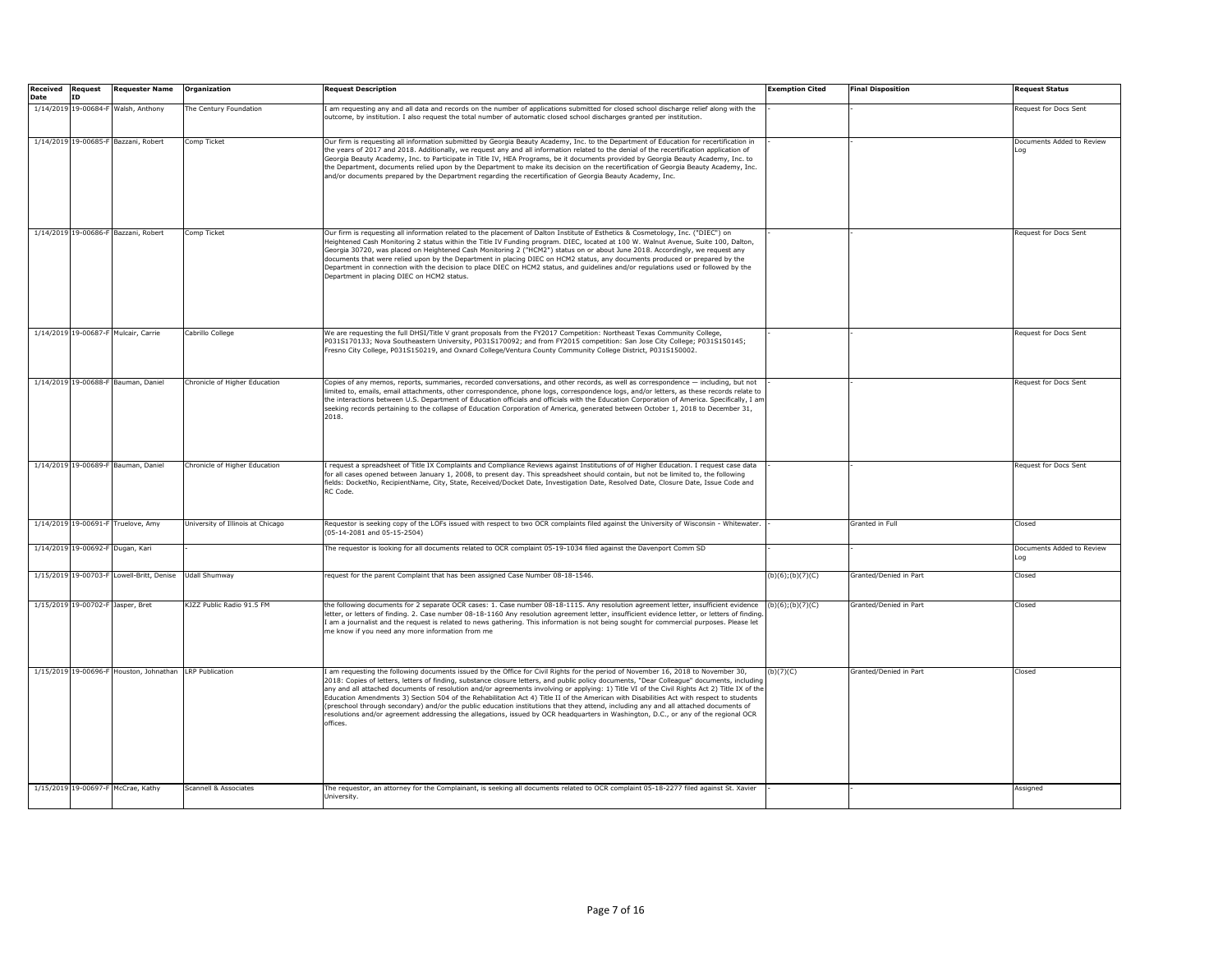| Received Date | Request ID | Requester Name | Organization | Request Description | Exemption Cited | Final Disposition | Request Status |
|---|---|---|---|---|---|---|---|
| 1/14/2019 | 19-00684-F | Walsh, Anthony | The Century Foundation | I am requesting any and all data and records on the number of applications submitted for closed school discharge relief along with the outcome, by institution. I also request the total number of automatic closed school discharges granted per institution. | - | - | Request for Docs Sent |
| 1/14/2019 | 19-00685-F | Bazzani, Robert | Comp Ticket | Our firm is requesting all information submitted by Georgia Beauty Academy, Inc. to the Department of Education for recertification in the years of 2017 and 2018. Additionally, we request any and all information related to the denial of the recertification application of Georgia Beauty Academy, Inc. to Participate in Title IV, HEA Programs, be it documents provided by Georgia Beauty Academy, Inc. to the Department, documents relied upon by the Department to make its decision on the recertification of Georgia Beauty Academy, Inc. and/or documents prepared by the Department regarding the recertification of Georgia Beauty Academy, Inc. | - | - | Documents Added to Review Log |
| 1/14/2019 | 19-00686-F | Bazzani, Robert | Comp Ticket | Our firm is requesting all information related to the placement of Dalton Institute of Esthetics & Cosmetology, Inc. ("DIEC") on Heightened Cash Monitoring 2 status within the Title IV Funding program. DIEC, located at 100 W. Walnut Avenue, Suite 100, Dalton, Georgia 30720, was placed on Heightened Cash Monitoring 2 ("HCM2") status on or about June 2018. Accordingly, we request any documents that were relied upon by the Department in placing DIEC on HCM2 status, any documents produced or prepared by the Department in connection with the decision to place DIEC on HCM2 status, and guidelines and/or regulations used or followed by the Department in placing DIEC on HCM2 status. | - | - | Request for Docs Sent |
| 1/14/2019 | 19-00687-F | Mulcair, Carrie | Cabrillo College | We are requesting the full DHSI/Title V grant proposals from the FY2017 Competition: Northeast Texas Community College, P031S170133; Nova Southeastern University, P031S170092; and from FY2015 competition: San Jose City College; P031S150145; Fresno City College, P031S150219, and Oxnard College/Ventura County Community College District, P031S150002. | - | - | Request for Docs Sent |
| 1/14/2019 | 19-00688-F | Bauman, Daniel | Chronicle of Higher Education | Copies of any memos, reports, summaries, recorded conversations, and other records, as well as correspondence — including, but not limited to, emails, email attachments, other correspondence, phone logs, correspondence logs, and/or letters, as these records relate to the interactions between U.S. Department of Education officials and officials with the Education Corporation of America. Specifically, I am seeking records pertaining to the collapse of Education Corporation of America, generated between October 1, 2018 to December 31, 2018. | - | - | Request for Docs Sent |
| 1/14/2019 | 19-00689-F | Bauman, Daniel | Chronicle of Higher Education | I request a spreadsheet of Title IX Complaints and Compliance Reviews against Institutions of of Higher Education. I request case data for all cases opened between January 1, 2008, to present day. This spreadsheet should contain, but not be limited to, the following fields: DocketNo, RecipientName, City, State, Received/Docket Date, Investigation Date, Resolved Date, Closure Date, Issue Code and RC Code. | - | - | Request for Docs Sent |
| 1/14/2019 | 19-00691-F | Truelove, Amy | University of Illinois at Chicago | Requestor is seeking copy of the LOFs issued with respect to two OCR complaints filed against the University of Wisconsin - Whitewater. (05-14-2081 and 05-15-2504) | - | Granted in Full | Closed |
| 1/14/2019 | 19-00692-F | Dugan, Kari | - | The requestor is looking for all documents related to OCR complaint 05-19-1034 filed against the Davenport Comm SD | - | - | Documents Added to Review Log |
| 1/15/2019 | 19-00703-F | Lowell-Britt, Denise | Udall Shumway | request for the parent Complaint that has been assigned Case Number 08-18-1546. | (b)(6);(b)(7)(C) | Granted/Denied in Part | Closed |
| 1/15/2019 | 19-00702-F | Jasper, Bret | KJZZ Public Radio 91.5 FM | the following documents for 2 separate OCR cases: 1. Case number 08-18-1115. Any resolution agreement letter, insufficient evidence letter, or letters of finding. 2. Case number 08-18-1160 Any resolution agreement letter, insufficient evidence letter, or letters of finding. I am a journalist and the request is related to news gathering. This information is not being sought for commercial purposes. Please let me know if you need any more information from me | (b)(6);(b)(7)(C) | Granted/Denied in Part | Closed |
| 1/15/2019 | 19-00696-F | Houston, Johnathan | LRP Publication | I am requesting the following documents issued by the Office for Civil Rights for the period of November 16, 2018 to November 30, 2018: Copies of letters, letters of finding, substance closure letters, and public policy documents, "Dear Colleague" documents, including any and all attached documents of resolution and/or agreements involving or applying: 1) Title VI of the Civil Rights Act 2) Title IX of the Education Amendments 3) Section 504 of the Rehabilitation Act 4) Title II of the American with Disabilities Act with respect to students (preschool through secondary) and/or the public education institutions that they attend, including any and all attached documents of resolutions and/or agreement addressing the allegations, issued by OCR headquarters in Washington, D.C., or any of the regional OCR offices. | (b)(7)(C) | Granted/Denied in Part | Closed |
| 1/15/2019 | 19-00697-F | McCrae, Kathy | Scannell & Associates | The requestor, an attorney for the Complainant, is seeking all documents related to OCR complaint 05-18-2277 filed against St. Xavier University. | - | - | Assigned |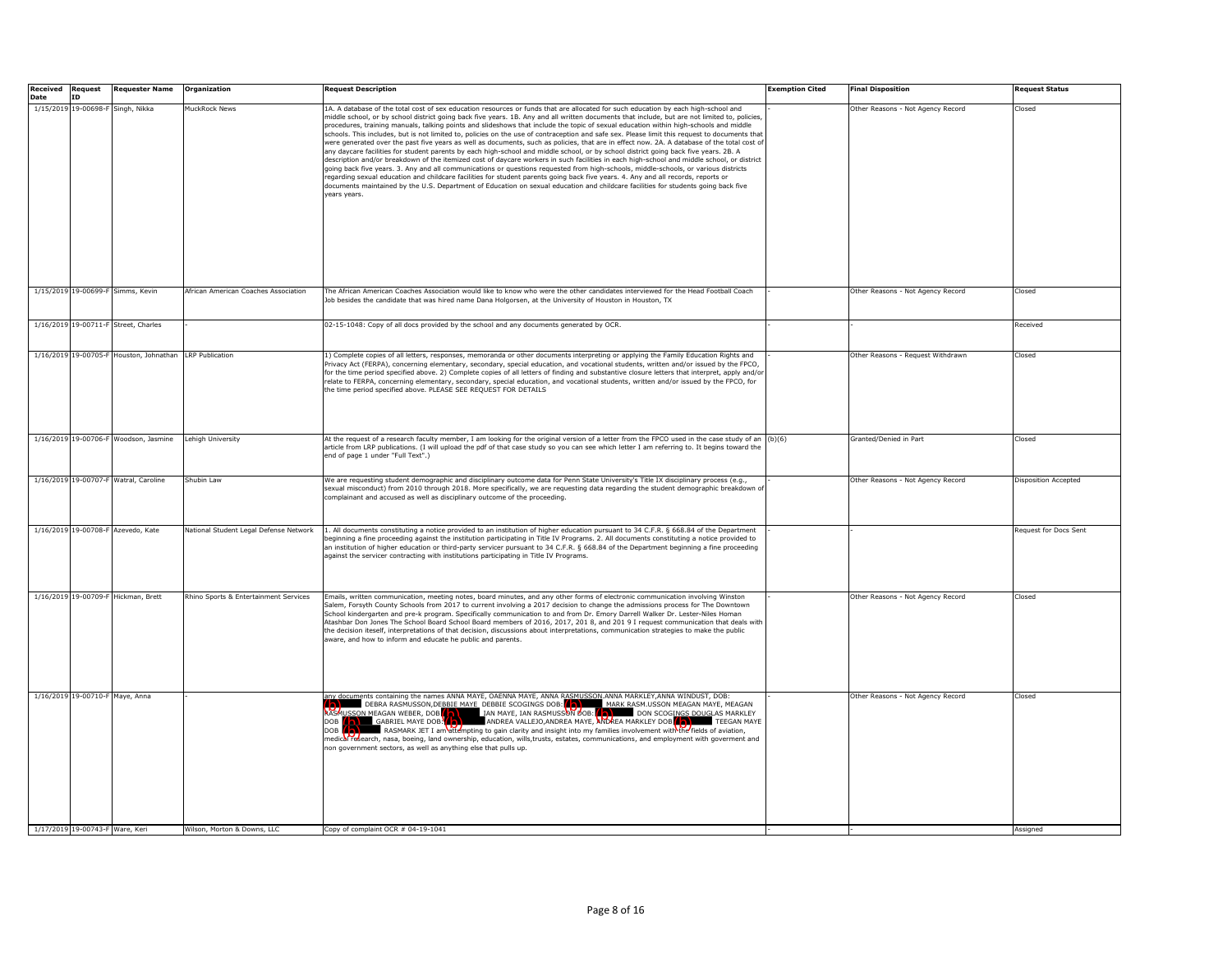| Received Date | Request ID | Requester Name | Organization | Request Description | Exemption Cited | Final Disposition | Request Status |
|---|---|---|---|---|---|---|---|
| 1/15/2019 | 19-00698-F | Singh, Nikka | MuckRock News | 1A. A database of the total cost of sex education resources or funds that are allocated for such education by each high-school and middle school, or by school district going back five years. 1B. Any and all written documents that include, but are not limited to, policies, procedures, training manuals, talking points and slideshows that include the topic of sexual education within high-schools and middle schools. This includes, but is not limited to, policies on the use of contraception and safe sex. Please limit this request to documents that were generated over the past five years as well as documents, such as policies, that are in effect now. 2A. A database of the total cost of any daycare facilities for student parents by each high-school and middle school, or by school district going back five years. 2B. A description and/or breakdown of the itemized cost of daycare workers in such facilities in each high-school and middle school, or district going back five years. 3. Any and all communications or questions requested from high-schools, middle-schools, or various districts regarding sexual education and childcare facilities for student parents going back five years. 4. Any and all records, reports or documents maintained by the U.S. Department of Education on sexual education and childcare facilities for students going back five years years. | - | Other Reasons - Not Agency Record | Closed |
| 1/15/2019 | 19-00699-F | Simms, Kevin | African American Coaches Association | The African American Coaches Association would like to know who were the other candidates interviewed for the Head Football Coach Job besides the candidate that was hired name Dana Holgorsen, at the University of Houston in Houston, TX | - | Other Reasons - Not Agency Record | Closed |
| 1/16/2019 | 19-00711-F | Street, Charles | - | 02-15-1048: Copy of all docs provided by the school and any documents generated by OCR. | - | - | Received |
| 1/16/2019 | 19-00705-F | Houston, Johnathan | LRP Publication | 1) Complete copies of all letters, responses, memoranda or other documents interpreting or applying the Family Education Rights and Privacy Act (FERPA), concerning elementary, secondary, special education, and vocational students, written and/or issued by the FPCO, for the time period specified above. 2) Complete copies of all letters of finding and substantive closure letters that interpret, apply and/or relate to FERPA, concerning elementary, secondary, special education, and vocational students, written and/or issued by the FPCO, for the time period specified above. PLEASE SEE REQUEST FOR DETAILS | - | Other Reasons - Request Withdrawn | Closed |
| 1/16/2019 | 19-00706-F | Woodson, Jasmine | Lehigh University | At the request of a research faculty member, I am looking for the original version of a letter from the FPCO used in the case study of an article from LRP publications. (I will upload the pdf of that case study so you can see which letter I am referring to. It begins toward the end of page 1 under "Full Text".) | (b)(6) | Granted/Denied in Part | Closed |
| 1/16/2019 | 19-00707-F | Watral, Caroline | Shubin Law | We are requesting student demographic and disciplinary outcome data for Penn State University's Title IX disciplinary process (e.g., sexual misconduct) from 2010 through 2018. More specifically, we are requesting data regarding the student demographic breakdown of complainant and accused as well as disciplinary outcome of the proceeding. | - | Other Reasons - Not Agency Record | Disposition Accepted |
| 1/16/2019 | 19-00708-F | Azevedo, Kate | National Student Legal Defense Network | 1. All documents constituting a notice provided to an institution of higher education pursuant to 34 C.F.R. § 668.84 of the Department beginning a fine proceeding against the institution participating in Title IV Programs. 2. All documents constituting a notice provided to an institution of higher education or third-party servicer pursuant to 34 C.F.R. § 668.84 of the Department beginning a fine proceeding against the servicer contracting with institutions participating in Title IV Programs. | - | - | Request for Docs Sent |
| 1/16/2019 | 19-00709-F | Hickman, Brett | Rhino Sports & Entertainment Services | Emails, written communication, meeting notes, board minutes, and any other forms of electronic communication involving Winston Salem, Forsyth County Schools from 2017 to current involving a 2017 decision to change the admissions process for The Downtown School kindergarten and pre-k program. Specifically communication to and from Dr. Emory Darrell Walker Dr. Lester-Niles Homan Atashbar Don Jones The School Board School Board members of 2016, 2017, 201 8, and 201 9 I request communication that deals with the decision iteself, interpretations of that decision, discussions about interpretations, communication strategies to make the public aware, and how to inform and educate he public and parents. | - | Other Reasons - Not Agency Record | Closed |
| 1/16/2019 | 19-00710-F | Maye, Anna | - | any documents containing the names ANNA MAYE, OAENNA MAYE, ANNA RASMUSSON.ANNA MARKLEY,ANNA WINDUST, DOB: (b) DEBRA RASMUSSON,DEBBIE MAYE DEBBIE SCOGINGS DOB: (b) MARK RASM.USSON MEAGAN MAYE, MEAGAN RASMUSSON MEAGAN WEBER, DOB (b) IAN MAYE, IAN RASMUSSON DOB: (b) DON SCOGINGS DOUGLAS MARKLEY DOB (b) GABRIEL MAYE DOB: (b) ANDREA VALLEJO,ANDREA MAYE, ANDREA MARKLEY DOB (b) TEEGAN MAYE DOB (b) RASMARK JET I am attempting to gain clarity and insight into my families involvement with the fields of aviation, medical research, nasa, boeing, land ownership, education, wills,trusts, estates, communications, and employment with goverment and non government sectors, as well as anything else that pulls up. | - | Other Reasons - Not Agency Record | Closed |
| 1/17/2019 | 19-00743-F | Ware, Keri | Wilson, Morton & Downs, LLC | Copy of complaint OCR # 04-19-1041 | - | - | Assigned |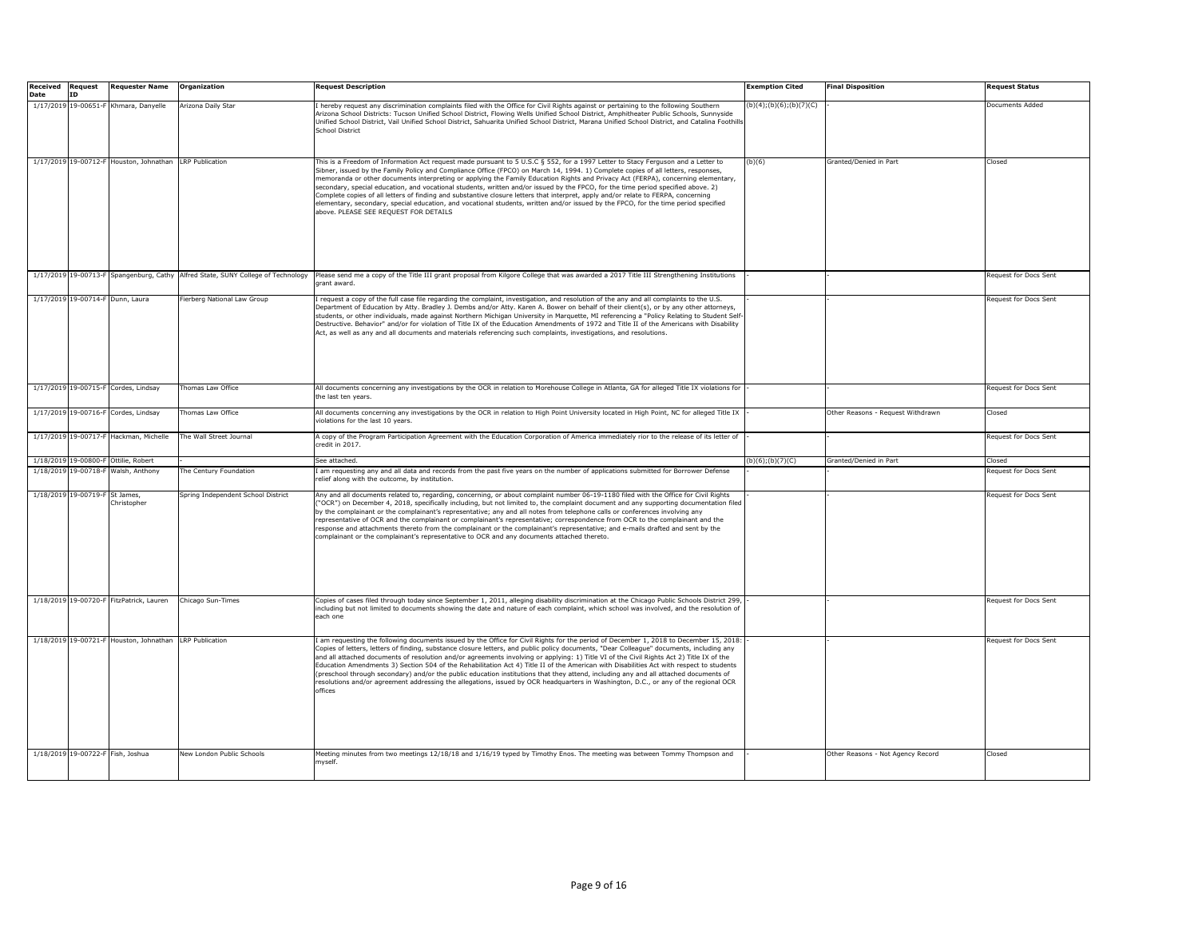| Received Date | Request ID | Requester Name | Organization | Request Description | Exemption Cited | Final Disposition | Request Status |
|---|---|---|---|---|---|---|---|
| 1/17/2019 | 19-00651-F | Khmara, Danyelle | Arizona Daily Star | I hereby request any discrimination complaints filed with the Office for Civil Rights against or pertaining to the following Southern Arizona School Districts: Tucson Unified School District, Flowing Wells Unified School District, Amphitheater Public Schools, Sunnyside Unified School District, Vail Unified School District, Sahuarita Unified School District, Marana Unified School District, and Catalina Foothills School District | (b)(4);(b)(6);(b)(7)(C) | - | Documents Added |
| 1/17/2019 | 19-00712-F | Houston, Johnathan | LRP Publication | This is a Freedom of Information Act request made pursuant to 5 U.S.C § 552, for a 1997 Letter to Stacy Ferguson and a Letter to Sibner, issued by the Family Policy and Compliance Office (FPCO) on March 14, 1994. 1) Complete copies of all letters, responses, memoranda or other documents interpreting or applying the Family Education Rights and Privacy Act (FERPA), concerning elementary, secondary, special education, and vocational students, written and/or issued by the FPCO, for the time period specified above. 2) Complete copies of all letters of finding and substantive closure letters that interpret, apply and/or relate to FERPA, concerning elementary, secondary, special education, and vocational students, written and/or issued by the FPCO, for the time period specified above. PLEASE SEE REQUEST FOR DETAILS | (b)(6) | Granted/Denied in Part | Closed |
| 1/17/2019 | 19-00713-F | Spangenburg, Cathy | Alfred State, SUNY College of Technology | Please send me a copy of the Title III grant proposal from Kilgore College that was awarded a 2017 Title III Strengthening Institutions grant award. | - | - | Request for Docs Sent |
| 1/17/2019 | 19-00714-F | Dunn, Laura | Fierberg National Law Group | I request a copy of the full case file regarding the complaint, investigation, and resolution of the any and all complaints to the U.S. Department of Education by Atty. Bradley J. Dembs and/or Atty. Karen A. Bower on behalf of their client(s), or by any other attorneys, students, or other individuals, made against Northern Michigan University in Marquette, MI referencing a "Policy Relating to Student Self-Destructive. Behavior" and/or for violation of Title IX of the Education Amendments of 1972 and Title II of the Americans with Disability Act, as well as any and all documents and materials referencing such complaints, investigations, and resolutions. | - | - | Request for Docs Sent |
| 1/17/2019 | 19-00715-F | Cordes, Lindsay | Thomas Law Office | All documents concerning any investigations by the OCR in relation to Morehouse College in Atlanta, GA for alleged Title IX violations for the last ten years. | - | - | Request for Docs Sent |
| 1/17/2019 | 19-00716-F | Cordes, Lindsay | Thomas Law Office | All documents concerning any investigations by the OCR in relation to High Point University located in High Point, NC for alleged Title IX violations for the last 10 years. | - | Other Reasons - Request Withdrawn | Closed |
| 1/17/2019 | 19-00717-F | Hackman, Michelle | The Wall Street Journal | A copy of the Program Participation Agreement with the Education Corporation of America immediately rior to the release of its letter of credit in 2017. | - | - | Request for Docs Sent |
| 1/18/2019 | 19-00800-F | Ottilie, Robert | - | See attached. | (b)(6);(b)(7)(C) | Granted/Denied in Part | Closed |
| 1/18/2019 | 19-00718-F | Walsh, Anthony | The Century Foundation | I am requesting any and all data and records from the past five years on the number of applications submitted for Borrower Defense relief along with the outcome, by institution. | - | - | Request for Docs Sent |
| 1/18/2019 | 19-00719-F | St James, Christopher | Spring Independent School District | Any and all documents related to, regarding, concerning, or about complaint number 06-19-1180 filed with the Office for Civil Rights ("OCR") on December 4, 2018, specifically including, but not limited to, the complaint document and any supporting documentation filed by the complainant or the complainant's representative; any and all notes from telephone calls or conferences involving any representative of OCR and the complainant or complainant's representative; correspondence from OCR to the complainant and the response and attachments thereto from the complainant or the complainant's representative; and e-mails drafted and sent by the complainant or the complainant's representative to OCR and any documents attached thereto. | - | - | Request for Docs Sent |
| 1/18/2019 | 19-00720-F | FitzPatrick, Lauren | Chicago Sun-Times | Copies of cases filed through today since September 1, 2011, alleging disability discrimination at the Chicago Public Schools District 299, including but not limited to documents showing the date and nature of each complaint, which school was involved, and the resolution of each one | - | - | Request for Docs Sent |
| 1/18/2019 | 19-00721-F | Houston, Johnathan | LRP Publication | I am requesting the following documents issued by the Office for Civil Rights for the period of December 1, 2018 to December 15, 2018: Copies of letters, letters of finding, substance closure letters, and public policy documents, "Dear Colleague" documents, including any and all attached documents of resolution and/or agreements involving or applying: 1) Title VI of the Civil Rights Act 2) Title IX of the Education Amendments 3) Section 504 of the Rehabilitation Act 4) Title II of the American with Disabilities Act with respect to students (preschool through secondary) and/or the public education institutions that they attend, including any and all attached documents of resolutions and/or agreement addressing the allegations, issued by OCR headquarters in Washington, D.C., or any of the regional OCR offices | - | - | Request for Docs Sent |
| 1/18/2019 | 19-00722-F | Fish, Joshua | New London Public Schools | Meeting minutes from two meetings 12/18/18 and 1/16/19 typed by Timothy Enos. The meeting was between Tommy Thompson and myself. | - | Other Reasons - Not Agency Record | Closed |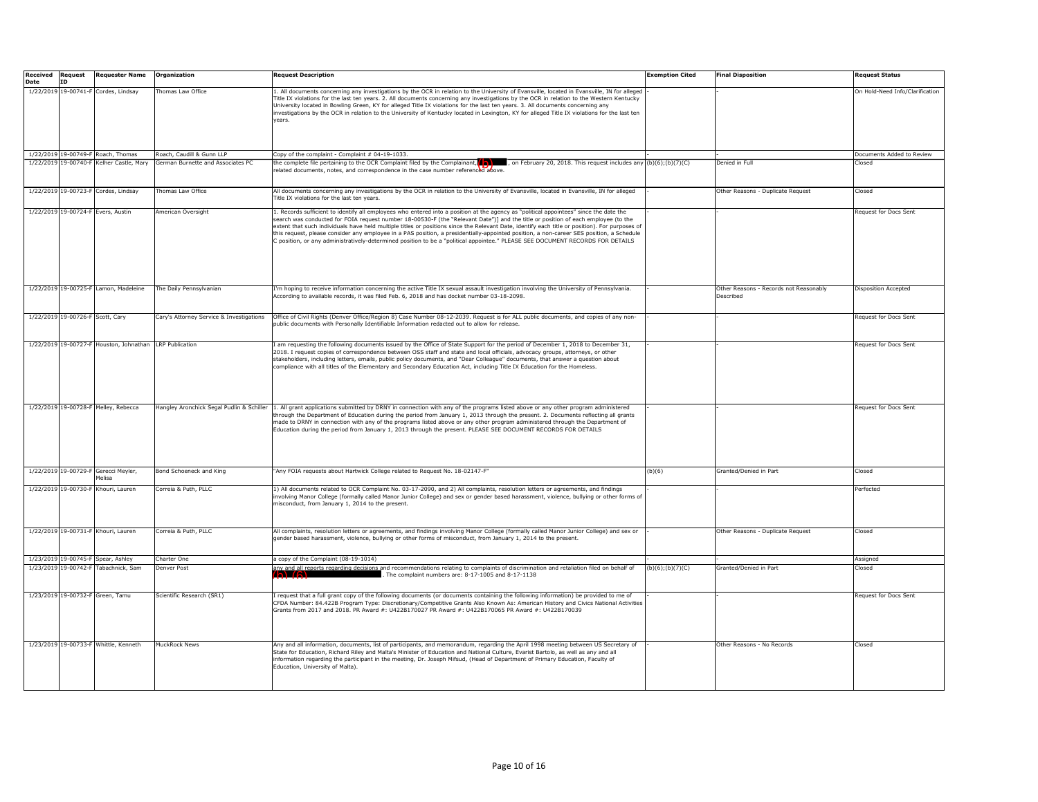| Received Date | Request ID | Requester Name | Organization | Request Description | Exemption Cited | Final Disposition | Request Status |
|---|---|---|---|---|---|---|---|
| 1/22/2019 | 19-00741-F | Cordes, Lindsay | Thomas Law Office | 1. All documents concerning any investigations by the OCR in relation to the University of Evansville, located in Evansville, IN for alleged Title IX violations for the last ten years. 2. All documents concerning any investigations by the OCR in relation to the Western Kentucky University located in Bowling Green, KY for alleged Title IX violations for the last ten years. 3. All documents concerning any investigations by the OCR in relation to the University of Kentucky located in Lexington, KY for alleged Title IX violations for the last ten years. | - | - | On Hold-Need Info/Clarification |
| 1/22/2019 | 19-00749-F | Roach, Thomas | Roach, Caudill & Gunn LLP | Copy of the complaint - Complaint # 04-19-1033. | - | - | Documents Added to Review |
| 1/22/2019 | 19-00740-F | Kelher Castle, Mary | German Burnette and Associates PC | the complete file pertaining to the OCR Complaint filed by the Complainant, (b)(6), on February 20, 2018. This request includes any related documents, notes, and correspondence in the case number referenced above. | (b)(6);(b)(7)(C) | Denied in Full | Closed |
| 1/22/2019 | 19-00723-F | Cordes, Lindsay | Thomas Law Office | All documents concerning any investigations by the OCR in relation to the University of Evansville, located in Evansville, IN for alleged Title IX violations for the last ten years. | - | Other Reasons - Duplicate Request | Closed |
| 1/22/2019 | 19-00724-F | Evers, Austin | American Oversight | 1. Records sufficient to identify all employees who entered into a position at the agency as "political appointees" since the date the search was conducted for FOIA request number 18-00530-F (the "Relevant Date")] and the title or position of each employee (to the extent that such individuals have held multiple titles or positions since the Relevant Date, identify each title or position). For purposes of this request, please consider any employee in a PAS position, a presidentially-appointed position, a non-career SES position, a Schedule C position, or any administratively-determined position to be a "political appointee." PLEASE SEE DOCUMENT RECORDS FOR DETAILS | - | - | Request for Docs Sent |
| 1/22/2019 | 19-00725-F | Lamon, Madeleine | The Daily Pennsylvanian | I'm hoping to receive information concerning the active Title IX sexual assault investigation involving the University of Pennsylvania. According to available records, it was filed Feb. 6, 2018 and has docket number 03-18-2098. | - | Other Reasons - Records not Reasonably Described | Disposition Accepted |
| 1/22/2019 | 19-00726-F | Scott, Cary | Cary's Attorney Service & Investigations | Office of Civil Rights (Denver Office/Region 8) Case Number 08-12-2039. Request is for ALL public documents, and copies of any non-public documents with Personally Identifiable Information redacted out to allow for release. | - | - | Request for Docs Sent |
| 1/22/2019 | 19-00727-F | Houston, Johnathan | LRP Publication | I am requesting the following documents issued by the Office of State Support for the period of December 1, 2018 to December 31, 2018. I request copies of correspondence between OSS staff and state and local officials, advocacy groups, attorneys, or other stakeholders, including letters, emails, public policy documents, and "Dear Colleague" documents, that answer a question about compliance with all titles of the Elementary and Secondary Education Act, including Title IX Education for the Homeless. | - | - | Request for Docs Sent |
| 1/22/2019 | 19-00728-F | Melley, Rebecca | Hangley Aronchick Segal Pudlin & Schiller | 1. All grant applications submitted by DRNY in connection with any of the programs listed above or any other program administered through the Department of Education during the period from January 1, 2013 through the present. 2. Documents reflecting all grants made to DRNY in connection with any of the programs listed above or any other program administered through the Department of Education during the period from January 1, 2013 through the present. PLEASE SEE DOCUMENT RECORDS FOR DETAILS | - | - | Request for Docs Sent |
| 1/22/2019 | 19-00729-F | Gerecci Meyler, Melisa | Bond Schoeneck and King | "Any FOIA requests about Hartwick College related to Request No. 18-02147-F" | (b)(6) | Granted/Denied in Part | Closed |
| 1/22/2019 | 19-00730-F | Khouri, Lauren | Correia & Puth, PLLC | 1) All documents related to OCR Complaint No. 03-17-2090, and 2) All complaints, resolution letters or agreements, and findings involving Manor College (formally called Manor Junior College) and sex or gender based harassment, violence, bullying or other forms of misconduct, from January 1, 2014 to the present. | - | - | Perfected |
| 1/22/2019 | 19-00731-F | Khouri, Lauren | Correia & Puth, PLLC | All complaints, resolution letters or agreements, and findings involving Manor College (formally called Manor Junior College) and sex or gender based harassment, violence, bullying or other forms of misconduct, from January 1, 2014 to the present. | - | Other Reasons - Duplicate Request | Closed |
| 1/23/2019 | 19-00745-F | Spear, Ashley | Charter One | a copy of the Complaint (08-19-1014) | - | - | Assigned |
| 1/23/2019 | 19-00742-F | Tabachnick, Sam | Denver Post | any and all reports regarding decisions and recommendations relating to complaints of discrimination and retaliation filed on behalf of (b)(6). The complaint numbers are: 8-17-1005 and 8-17-1138 | (b)(6);(b)(7)(C) | Granted/Denied in Part | Closed |
| 1/23/2019 | 19-00732-F | Green, Tamu | Scientific Research (SR1) | I request that a full grant copy of the following documents (or documents containing the following information) be provided to me of CFDA Number: 84.422B Program Type: Discretionary/Competitive Grants Also Known As: American History and Civics National Activities Grants from 2017 and 2018. PR Award #: U422B170027 PR Award #: U422B170065 PR Award #: U422B170039 | - | - | Request for Docs Sent |
| 1/23/2019 | 19-00733-F | Whittle, Kenneth | MuckRock News | Any and all information, documents, list of participants, and memorandum, regarding the April 1998 meeting between US Secretary of State for Education, Richard Riley and Malta's Minister of Education and National Culture, Evarist Bartolo, as well as any and all information regarding the participant in the meeting, Dr. Joseph Mifsud, (Head of Department of Primary Education, Faculty of Education, University of Malta). | - | Other Reasons - No Records | Closed |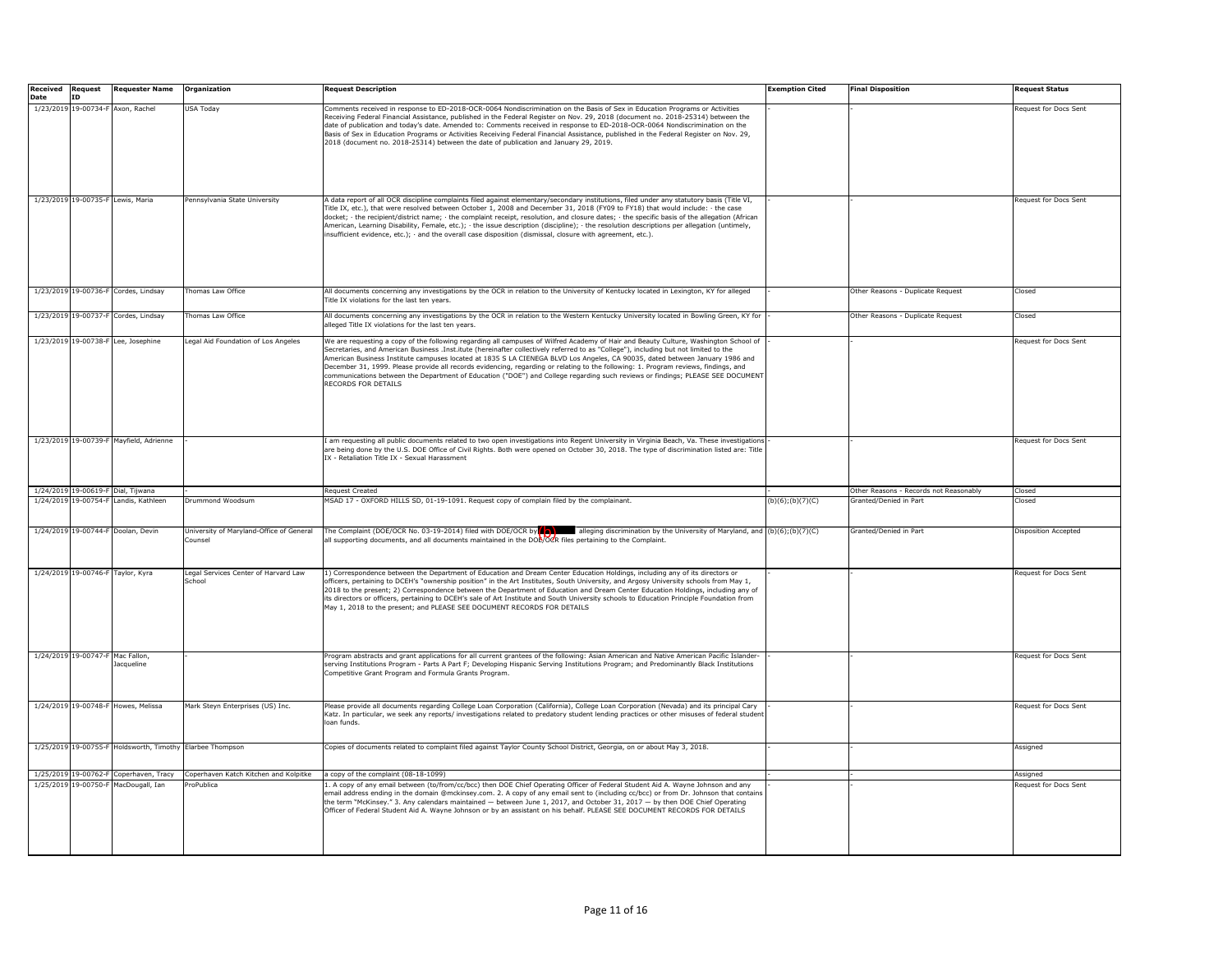| Received Date | Request ID | Requester Name | Organization | Request Description | Exemption Cited | Final Disposition | Request Status |
|---|---|---|---|---|---|---|---|
| 1/23/2019 | 19-00734-F | Axon, Rachel | USA Today | Comments received in response to ED-2018-OCR-0064 Nondiscrimination on the Basis of Sex in Education Programs or Activities Receiving Federal Financial Assistance, published in the Federal Register on Nov. 29, 2018 (document no. 2018-25314) between the date of publication and today's date. Amended to: Comments received in response to ED-2018-OCR-0064 Nondiscrimination on the Basis of Sex in Education Programs or Activities Receiving Federal Financial Assistance, published in the Federal Register on Nov. 29, 2018 (document no. 2018-25314) between the date of publication and January 29, 2019. | - | - | Request for Docs Sent |
| 1/23/2019 | 19-00735-F | Lewis, Maria | Pennsylvania State University | A data report of all OCR discipline complaints filed against elementary/secondary institutions, filed under any statutory basis (Title VI, Title IX, etc.), that were resolved between October 1, 2008 and December 31, 2018 (FY09 to FY18) that would include: · the case docket; · the recipient/district name; · the complaint receipt, resolution, and closure dates; · the specific basis of the allegation (African American, Learning Disability, Female, etc.); · the issue description (discipline); · the resolution descriptions per allegation (untimely, insufficient evidence, etc.); · and the overall case disposition (dismissal, closure with agreement, etc.). | - | - | Request for Docs Sent |
| 1/23/2019 | 19-00736-F | Cordes, Lindsay | Thomas Law Office | All documents concerning any investigations by the OCR in relation to the University of Kentucky located in Lexington, KY for alleged Title IX violations for the last ten years. | - | Other Reasons - Duplicate Request | Closed |
| 1/23/2019 | 19-00737-F | Cordes, Lindsay | Thomas Law Office | All documents concerning any investigations by the OCR in relation to the Western Kentucky University located in Bowling Green, KY for alleged Title IX violations for the last ten years. | - | Other Reasons - Duplicate Request | Closed |
| 1/23/2019 | 19-00738-F | Lee, Josephine | Legal Aid Foundation of Los Angeles | We are requesting a copy of the following regarding all campuses of Wilfred Academy of Hair and Beauty Culture, Washington School of Secretaries, and American Business .Inst.itute (hereinafter collectively referred to as "College"), including but not limited to the American Business Institute campuses located at 1835 S LA CIENEGA BLVD Los Angeles, CA 90035, dated between January 1986 and December 31, 1999. Please provide all records evidencing, regarding or relating to the following: 1. Program reviews, findings, and communications between the Department of Education ("DOE") and College regarding such reviews or findings; PLEASE SEE DOCUMENT RECORDS FOR DETAILS | - | - | Request for Docs Sent |
| 1/23/2019 | 19-00739-F | Mayfield, Adrienne | - | I am requesting all public documents related to two open investigations into Regent University in Virginia Beach, Va. These investigations are being done by the U.S. DOE Office of Civil Rights. Both were opened on October 30, 2018. The type of discrimination listed are: Title IX - Retaliation Title IX - Sexual Harassment | - | - | Request for Docs Sent |
| 1/24/2019 | 19-00619-F | Dial, Tijwana | - | Request Created | - | Other Reasons - Records not Reasonably | Closed |
| 1/24/2019 | 19-00754-F | Landis, Kathleen | Drummond Woodsum | MSAD 17 - OXFORD HILLS SD, 01-19-1091. Request copy of complain filed by the complainant. | (b)(6);(b)(7)(C) | Granted/Denied in Part | Closed |
| 1/24/2019 | 19-00744-F | Doolan, Devin | University of Maryland-Office of General Counsel | The Complaint (DOE/OCR No. 03-19-2014) filed with DOE/OCR by (b) alleging discrimination by the University of Maryland, and all supporting documents, and all documents maintained in the DOE/OCR files pertaining to the Complaint. | (b)(6);(b)(7)(C) | Granted/Denied in Part | Disposition Accepted |
| 1/24/2019 | 19-00746-F | Taylor, Kyra | Legal Services Center of Harvard Law School | 1) Correspondence between the Department of Education and Dream Center Education Holdings, including any of its directors or officers, pertaining to DCEH's "ownership position" in the Art Institutes, South University, and Argosy University schools from May 1, 2018 to the present; 2) Correspondence between the Department of Education and Dream Center Education Holdings, including any of its directors or officers, pertaining to DCEH's sale of Art Institute and South University schools to Education Principle Foundation from May 1, 2018 to the present; and PLEASE SEE DOCUMENT RECORDS FOR DETAILS | - | - | Request for Docs Sent |
| 1/24/2019 | 19-00747-F | Mac Fallon, Jacqueline | - | Program abstracts and grant applications for all current grantees of the following: Asian American and Native American Pacific Islander-serving Institutions Program - Parts A Part F; Developing Hispanic Serving Institutions Program; and Predominantly Black Institutions Competitive Grant Program and Formula Grants Program. | - | - | Request for Docs Sent |
| 1/24/2019 | 19-00748-F | Howes, Melissa | Mark Steyn Enterprises (US) Inc. | Please provide all documents regarding College Loan Corporation (California), College Loan Corporation (Nevada) and its principal Cary Katz. In particular, we seek any reports/ investigations related to predatory student lending practices or other misuses of federal student loan funds. | - | - | Request for Docs Sent |
| 1/25/2019 | 19-00755-F | Holdsworth, Timothy | Elarbee Thompson | Copies of documents related to complaint filed against Taylor County School District, Georgia, on or about May 3, 2018. | - | - | Assigned |
| 1/25/2019 | 19-00762-F | Coperhaven, Tracy | Coperhaven Katch Kitchen and Kolpitke | a copy of the complaint (08-18-1099) | - | - | Assigned |
| 1/25/2019 | 19-00750-F | MacDougall, Ian | ProPublica | 1. A copy of any email between (to/from/cc/bcc) then DOE Chief Operating Officer of Federal Student Aid A. Wayne Johnson and any email address ending in the domain @mckinsey.com. 2. A copy of any email sent to (including cc/bcc) or from Dr. Johnson that contains the term "McKinsey." 3. Any calendars maintained — between June 1, 2017, and October 31, 2017 — by then DOE Chief Operating Officer of Federal Student Aid A. Wayne Johnson or by an assistant on his behalf. PLEASE SEE DOCUMENT RECORDS FOR DETAILS | - | - | Request for Docs Sent |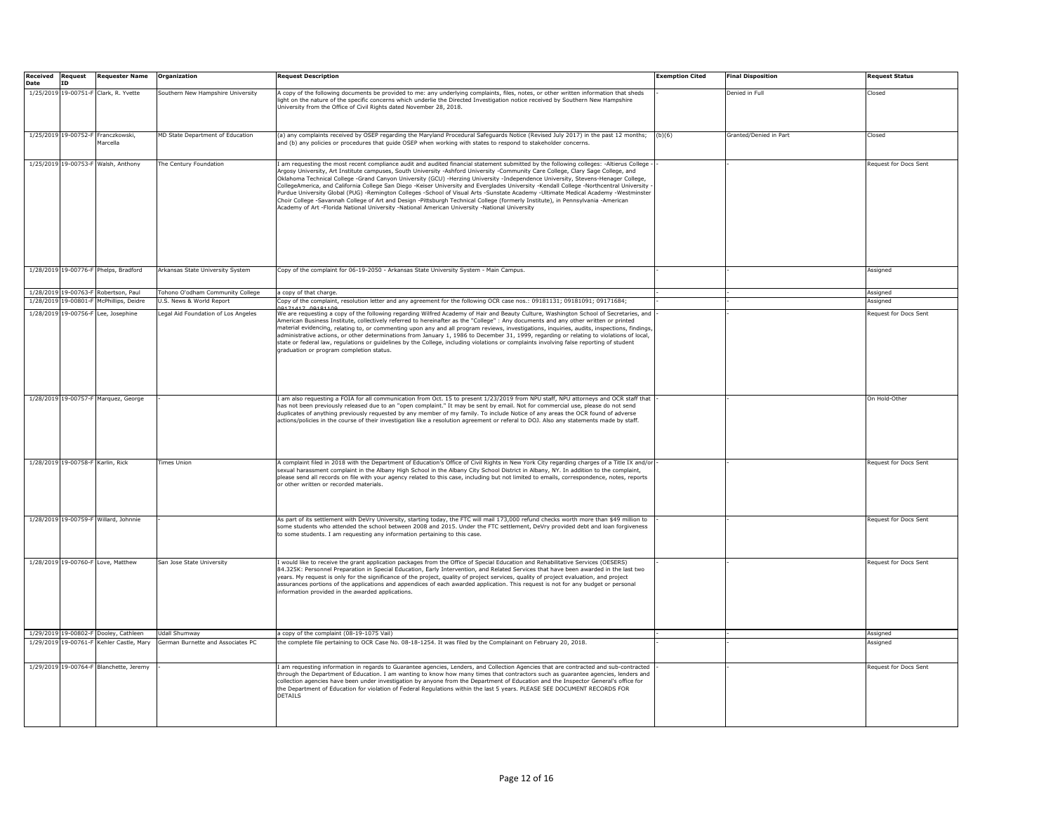| Received Date | Request ID | Requester Name | Organization | Request Description | Exemption Cited | Final Disposition | Request Status |
|---|---|---|---|---|---|---|---|
| 1/25/2019 | 19-00751-F | Clark, R. Yvette | Southern New Hampshire University | A copy of the following documents be provided to me: any underlying complaints, files, notes, or other written information that sheds light on the nature of the specific concerns which underlie the Directed Investigation notice received by Southern New Hampshire University from the Office of Civil Rights dated November 28, 2018. | - | Denied in Full | Closed |
| 1/25/2019 | 19-00752-F | Franczkowski, Marcella | MD State Department of Education | (a) any complaints received by OSEP regarding the Maryland Procedural Safeguards Notice (Revised July 2017) in the past 12 months; and (b) any policies or procedures that guide OSEP when working with states to respond to stakeholder concerns. | (b)(6) | Granted/Denied in Part | Closed |
| 1/25/2019 | 19-00753-F | Walsh, Anthony | The Century Foundation | I am requesting the most recent compliance audit and audited financial statement submitted by the following colleges: -Altierus College -Argosy University, Art Institute campuses, South University -Ashford University -Community Care College, Clary Sage College, and Oklahoma Technical College -Grand Canyon University (GCU) -Herzing University -Independence University, Stevens-Henager College, CollegeAmerica, and California College San Diego -Keiser University and Everglades University -Kendall College -Northcentral University -Purdue University Global (PUG) -Remington Colleges -School of Visual Arts -Sunstate Academy -Ultimate Medical Academy -Westminster Choir College -Savannah College of Art and Design -Pittsburgh Technical College (formerly Institute), in Pennsylvania -American Academy of Art -Florida National University -National American University -National University | - | - | Request for Docs Sent |
| 1/28/2019 | 19-00776-F | Phelps, Bradford | Arkansas State University System | Copy of the complaint for 06-19-2050 - Arkansas State University System - Main Campus. | - | - | Assigned |
| 1/28/2019 | 19-00763-F | Robertson, Paul | Tohono O'odham Community College | a copy of that charge. | - | - | Assigned |
| 1/28/2019 | 19-00801-F | McPhillips, Deidre | U.S. News & World Report | Copy of the complaint, resolution letter and any agreement for the following OCR case nos.: 09181131; 09181091; 09171684; 09171417, 09181109 | - | - | Assigned |
| 1/28/2019 | 19-00756-F | Lee, Josephine | Legal Aid Foundation of Los Angeles | We are requesting a copy of the following regarding Wilfred Academy of Hair and Beauty Culture, Washington School of Secretaries, and American Business Institute, collectively referred to hereinafter as the "College" : Any documents and any other written or printed material evidencing, relating to, or commenting upon any and all program reviews, investigations, inquiries, audits, inspections, findings, administrative actions, or other determinations from January 1, 1986 to December 31, 1999, regarding or relating to violations of local, state or federal law, regulations or guidelines by the College, including violations or complaints involving false reporting of student graduation or program completion status. | - | - | Request for Docs Sent |
| 1/28/2019 | 19-00757-F | Marquez, George | - | I am also requesting a FOIA for all communication from Oct. 15 to present 1/23/2019 from NPU staff, NPU attorneys and OCR staff that has not been previously released due to an "open complaint." It may be sent by email. Not for commercial use, please do not send duplicates of anything previously requested by any member of my family. To include Notice of any areas the OCR found of adverse actions/policies in the course of their investigation like a resolution agreement or referal to DOJ. Also any statements made by staff. | - | - | On Hold-Other |
| 1/28/2019 | 19-00758-F | Karlin, Rick | Times Union | A complaint filed in 2018 with the Department of Education's Office of Civil Rights in New York City regarding charges of a Title IX and/or sexual harassment complaint in the Albany High School in the Albany City School District in Albany, NY. In addition to the complaint, please send all records on file with your agency related to this case, including but not limited to emails, correspondence, notes, reports or other written or recorded materials. | - | - | Request for Docs Sent |
| 1/28/2019 | 19-00759-F | Willard, Johnnie | - | As part of its settlement with DeVry University, starting today, the FTC will mail 173,000 refund checks worth more than $49 million to some students who attended the school between 2008 and 2015. Under the FTC settlement, DeVry provided debt and loan forgiveness to some students. I am requesting any information pertaining to this case. | - | - | Request for Docs Sent |
| 1/28/2019 | 19-00760-F | Love, Matthew | San Jose State University | I would like to receive the grant application packages from the Office of Special Education and Rehabilitative Services (OESERS) 84.325K: Personnel Preparation in Special Education, Early Intervention, and Related Services that have been awarded in the last two years. My request is only for the significance of the project, quality of project services, quality of project evaluation, and project assurances portions of the applications and appendices of each awarded application. This request is not for any budget or personal information provided in the awarded applications. | - | - | Request for Docs Sent |
| 1/29/2019 | 19-00802-F | Dooley, Cathleen | Udall Shumway | a copy of the complaint (08-19-1075 Vail) | - | - | Assigned |
| 1/29/2019 | 19-00761-F | Kehler Castle, Mary | German Burnette and Associates PC | the complete file pertaining to OCR Case No. 08-18-1254. It was filed by the Complainant on February 20, 2018. | - | - | Assigned |
| 1/29/2019 | 19-00764-F | Blanchette, Jeremy | - | I am requesting information in regards to Guarantee agencies, Lenders, and Collection Agencies that are contracted and sub-contracted through the Department of Education. I am wanting to know how many times that contractors such as guarantee agencies, lenders and collection agencies have been under investigation by anyone from the Department of Education and the Inspector General's office for the Department of Education for violation of Federal Regulations within the last 5 years. PLEASE SEE DOCUMENT RECORDS FOR DETAILS | - | - | Request for Docs Sent |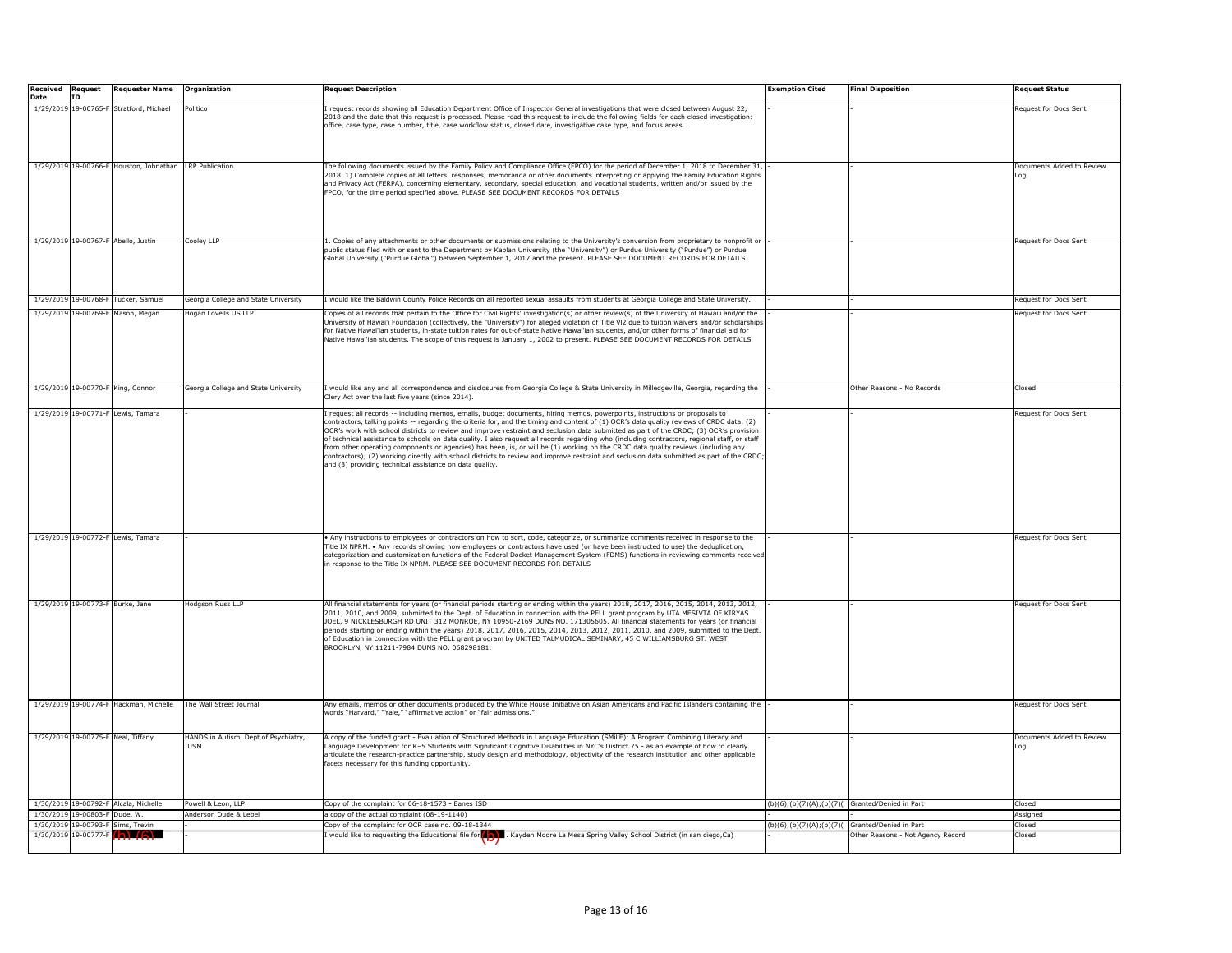| Received Date | Request ID | Requester Name | Organization | Request Description | Exemption Cited | Final Disposition | Request Status |
|---|---|---|---|---|---|---|---|
| 1/29/2019 | 19-00765-F | Stratford, Michael | Politico | I request records showing all Education Department Office of Inspector General investigations that were closed between August 22, 2018 and the date that this request is processed. Please read this request to include the following fields for each closed investigation: office, case type, case number, title, case workflow status, closed date, investigative case type, and focus areas. | - | - | Request for Docs Sent |
| 1/29/2019 | 19-00766-F | Houston, Johnathan | LRP Publication | The following documents issued by the Family Policy and Compliance Office (FPCO) for the period of December 1, 2018 to December 31, 2018. 1) Complete copies of all letters, responses, memoranda or other documents interpreting or applying the Family Education Rights and Privacy Act (FERPA), concerning elementary, secondary, special education, and vocational students, written and/or issued by the FPCO, for the time period specified above. PLEASE SEE DOCUMENT RECORDS FOR DETAILS | - | - | Documents Added to Review Log |
| 1/29/2019 | 19-00767-F | Abello, Justin | Cooley LLP | 1. Copies of any attachments or other documents or submissions relating to the University's conversion from proprietary to nonprofit or public status filed with or sent to the Department by Kaplan University (the "University") or Purdue University ("Purdue") or Purdue Global University ("Purdue Global") between September 1, 2017 and the present. PLEASE SEE DOCUMENT RECORDS FOR DETAILS | - | - | Request for Docs Sent |
| 1/29/2019 | 19-00768-F | Tucker, Samuel | Georgia College and State University | I would like the Baldwin County Police Records on all reported sexual assaults from students at Georgia College and State University. | - | - | Request for Docs Sent |
| 1/29/2019 | 19-00769-F | Mason, Megan | Hogan Lovells US LLP | Copies of all records that pertain to the Office for Civil Rights' investigation(s) or other review(s) of the University of Hawai'i and/or the University of Hawai'i Foundation (collectively, the "University") for alleged violation of Title VI2 due to tuition waivers and/or scholarships for Native Hawai'ian students, in-state tuition rates for out-of-state Native Hawai'ian students, and/or other forms of financial aid for Native Hawai'ian students. The scope of this request is January 1, 2002 to present. PLEASE SEE DOCUMENT RECORDS FOR DETAILS | - | - | Request for Docs Sent |
| 1/29/2019 | 19-00770-F | King, Connor | Georgia College and State University | I would like any and all correspondence and disclosures from Georgia College & State University in Milledgeville, Georgia, regarding the Clery Act over the last five years (since 2014). | - | Other Reasons - No Records | Closed |
| 1/29/2019 | 19-00771-F | Lewis, Tamara | - | I request all records -- including memos, emails, budget documents, hiring memos, powerpoints, instructions or proposals to contractors, talking points -- regarding the criteria for, and the timing and content of (1) OCR's data quality reviews of CRDC data; (2) OCR's work with school districts to review and improve restraint and seclusion data submitted as part of the CRDC; (3) OCR's provision of technical assistance to schools on data quality. I also request all records regarding who (including contractors, regional staff, or staff from other operating components or agencies) has been, is, or will be (1) working on the CRDC data quality reviews (including any contractors); (2) working directly with school districts to review and improve restraint and seclusion data submitted as part of the CRDC; and (3) providing technical assistance on data quality. | - | - | Request for Docs Sent |
| 1/29/2019 | 19-00772-F | Lewis, Tamara | - | • Any instructions to employees or contractors on how to sort, code, categorize, or summarize comments received in response to the Title IX NPRM. • Any records showing how employees or contractors have used (or have been instructed to use) the deduplication, categorization and customization functions of the Federal Docket Management System (FDMS) functions in reviewing comments received in response to the Title IX NPRM. PLEASE SEE DOCUMENT RECORDS FOR DETAILS | - | - | Request for Docs Sent |
| 1/29/2019 | 19-00773-F | Burke, Jane | Hodgson Russ LLP | All financial statements for years (or financial periods starting or ending within the years) 2018, 2017, 2016, 2015, 2014, 2013, 2012, 2011, 2010, and 2009, submitted to the Dept. of Education in connection with the PELL grant program by UTA MESIVTA OF KIRYAS JOEL, 9 NICKLESBURGH RD UNIT 312 MONROE, NY 10950-2169 DUNS NO. 171305605. All financial statements for years (or financial periods starting or ending within the years) 2018, 2017, 2016, 2015, 2014, 2013, 2012, 2011, 2010, and 2009, submitted to the Dept. of Education in connection with the PELL grant program by UNITED TALMUDICAL SEMINARY, 45 C WILLIAMSBURG ST. WEST BROOKLYN, NY 11211-7984 DUNS NO. 068298181. | - | - | Request for Docs Sent |
| 1/29/2019 | 19-00774-F | Hackman, Michelle | The Wall Street Journal | Any emails, memos or other documents produced by the White House Initiative on Asian Americans and Pacific Islanders containing the words "Harvard," "Yale," "affirmative action" or "fair admissions." | - | - | Request for Docs Sent |
| 1/29/2019 | 19-00775-F | Neal, Tiffany | HANDS in Autism, Dept of Psychiatry, IUSM | A copy of the funded grant - Evaluation of Structured Methods in Language Education (SMiLE): A Program Combining Literacy and Language Development for K–5 Students with Significant Cognitive Disabilities in NYC's District 75 - as an example of how to clearly articulate the research-practice partnership, study design and methodology, objectivity of the research institution and other applicable facets necessary for this funding opportunity. | - | - | Documents Added to Review Log |
| 1/30/2019 | 19-00792-F | Alcala, Michelle | Powell & Leon, LLP | Copy of the complaint for 06-18-1573 - Eanes ISD | (b)(6);(b)(7)(A);(b)(7)( | Granted/Denied in Part | Closed |
| 1/30/2019 | 19-00803-F | Dude, W. | Anderson Dude & Lebel | a copy of the actual complaint (08-19-1140) | - | - | Assigned |
| 1/30/2019 | 19-00793-F | Sims, Trevin | - | Copy of the complaint for OCR case no. 09-18-1344 | (b)(6);(b)(7)(A);(b)(7)( | Granted/Denied in Part | Closed |
| 1/30/2019 | 19-00777-F | (b)(6) | - | I would like to requesting the Educational file for (b) . Kayden Moore La Mesa Spring Valley School District (in san diego,Ca) | - | Other Reasons - Not Agency Record | Closed |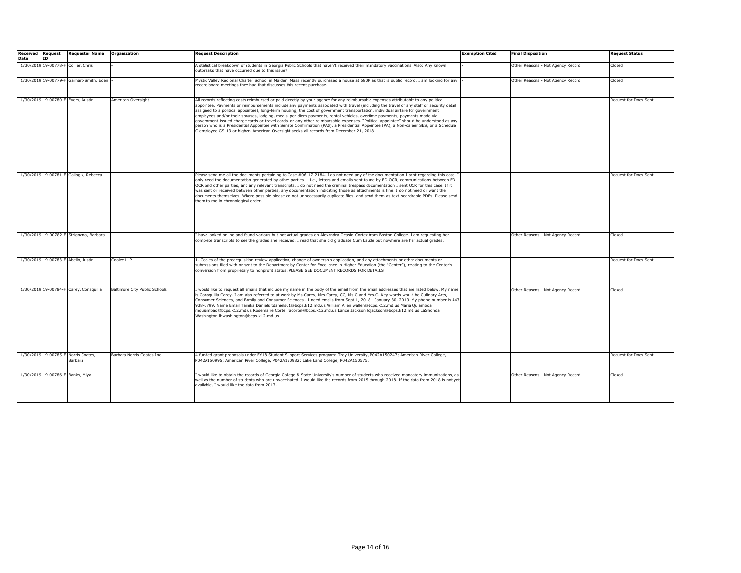| Received Date | Request ID | Requester Name | Organization | Request Description | Exemption Cited | Final Disposition | Request Status |
|---|---|---|---|---|---|---|---|
| 1/30/2019 | 19-00778-F | Collier, Chris | - | A statistical breakdown of students in Georgia Public Schools that haven't received their mandatory vaccinations. Also: Any known outbreaks that have occurred due to this issue? | - | Other Reasons - Not Agency Record | Closed |
| 1/30/2019 | 19-00779-F | Garhart-Smith, Eden | - | Mystic Valley Regional Charter School in Malden, Mass recently purchased a house at 680K as that is public record. I am looking for any recent board meetings they had that discusses this recent purchase. | - | Other Reasons - Not Agency Record | Closed |
| 1/30/2019 | 19-00780-F | Evers, Austin | American Oversight | All records reflecting costs reimbursed or paid directly by your agency for any reimbursable expenses attributable to any political appointee. Payments or reimbursements include any payments associated with travel (including the travel of any staff or security detail assigned to a political appointee), long-term housing, the cost of government transportation, individual airfare for government employees and/or their spouses, lodging, meals, per diem payments, rental vehicles, overtime payments, payments made via government-issued charge cards or travel cards, or any other reimbursable expenses. "Political appointee" should be understood as any person who is a Presidential Appointee with Senate Confirmation (PAS), a Presidential Appointee (PA), a Non-career SES, or a Schedule C employee GS-13 or higher. American Oversight seeks all records from December 21, 2018 | - | - | Request for Docs Sent |
| 1/30/2019 | 19-00781-F | Gallogly, Rebecca | - | Please send me all the documents pertaining to Case #06-17-2184. I do not need any of the documentation I sent regarding this case. I only need the documentation generated by other parties -- i.e., letters and emails sent to me by ED OCR, communications between ED OCR and other parties, and any relevant transcripts. I do not need the criminal trespass documentation I sent OCR for this case. If it was sent or received between other parties, any documentation indicating those as attachments is fine. I do not need or want the documents themselves. Where possible please do not unnecessarily duplicate files, and send them as text-searchable PDFs. Please send them to me in chronological order. | - | - | Request for Docs Sent |
| 1/30/2019 | 19-00782-F | Strignano, Barbara | - | I have looked online and found various but not actual grades on Alexandra Ocasio-Cortez from Boston College. I am requesting her complete transcripts to see the grades she received. I read that she did graduate Cum Laude but nowhere are her actual grades. | - | Other Reasons - Not Agency Record | Closed |
| 1/30/2019 | 19-00783-F | Abello, Justin | Cooley LLP | 1. Copies of the preacquisition review application, change of ownership application, and any attachments or other documents or submissions filed with or sent to the Department by Center for Excellence in Higher Education (the "Center"), relating to the Center's conversion from proprietary to nonprofit status. PLEASE SEE DOCUMENT RECORDS FOR DETAILS | - | - | Request for Docs Sent |
| 1/30/2019 | 19-00784-F | Carey, Consquilla | Baltimore City Public Schools | I would like to request all emails that include my name in the body of the email from the email addresses that are listed below. My name is Consquilla Carey. I am also referred to at work by Ms.Carey, Mrs.Carey, CC, Ms.C and Mrs.C. Key words would be Culinary Arts, Consumer Sciences, and Family and Consumer Sciences . I need emails from Sept 1, 2018 - January 30, 2019. My phone number is 443-938-0799. Name Email Tamika Daniels tdaniels01@bcps.k12.md.us William Allen wallen@bcps.k12.md.us Maria Quiamboa mquiambao@bcps.k12.md.us Rosemarie Cortel racortel@bcps.k12.md.us Lance Jackson ldjackson@bcps.k12.md.us LaShonda Washington lhwashington@bcps.k12.md.us | - | Other Reasons - Not Agency Record | Closed |
| 1/30/2019 | 19-00785-F | Norris Coates, Barbara | Barbara Norris Coates Inc. | 4 funded grant proposals under FY18 Student Support Services program: Troy University, P042A150247; American River College, P042A150995; American River College, P042A150982; Lake Land College, P042A150575. | - | - | Request for Docs Sent |
| 1/30/2019 | 19-00786-F | Banks, Miya | - | I would like to obtain the records of Georgia College & State University's number of students who received mandatory immunizations, as well as the number of students who are unvaccinated. I would like the records from 2015 through 2018. If the data from 2018 is not yet available, I would like the data from 2017. | - | Other Reasons - Not Agency Record | Closed |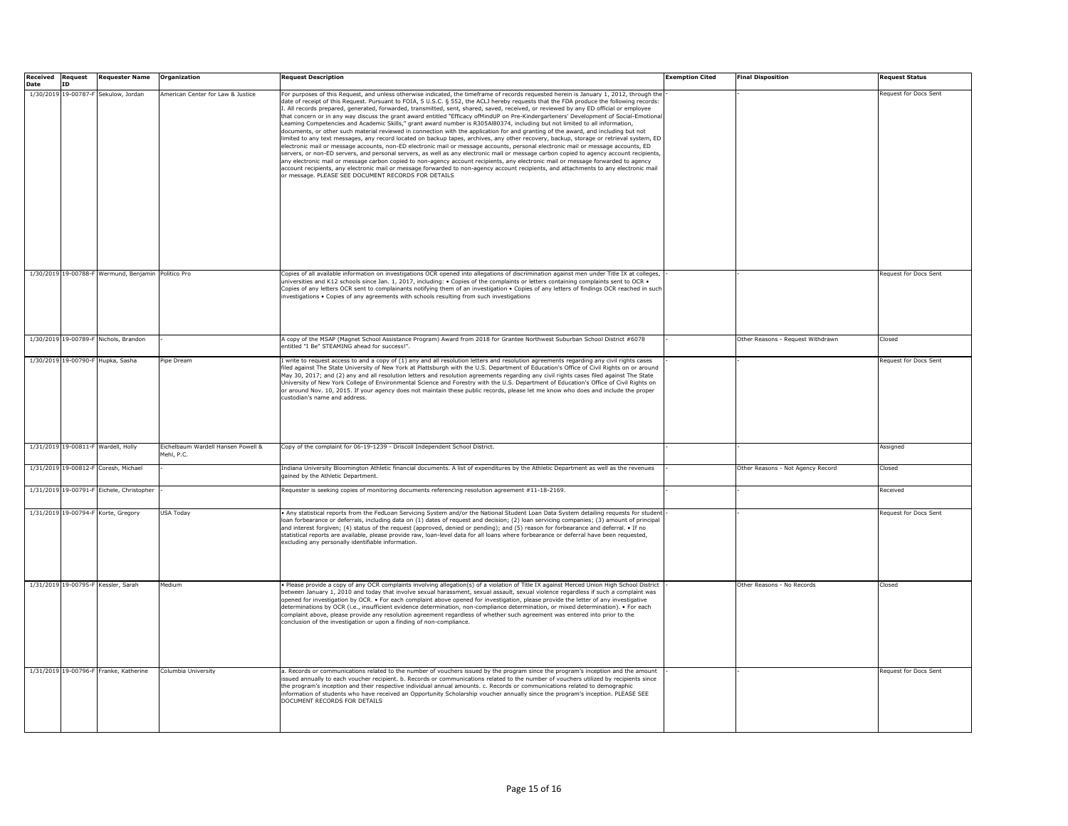| Received Date | Request ID | Requester Name | Organization | Request Description | Exemption Cited | Final Disposition | Request Status |
|---|---|---|---|---|---|---|---|
| 1/30/2019 | 19-00787-F | Sekulow, Jordan | American Center for Law & Justice | For purposes of this Request, and unless otherwise indicated, the timeframe of records requested herein is January 1, 2012, through the date of receipt of this Request. Pursuant to FOIA, 5 U.S.C. § 552, the ACLJ hereby requests that the FDA produce the following records: I. All records prepared, generated, forwarded, transmitted, sent, shared, saved, received, or reviewed by any ED official or employee that concern or in any way discuss the grant award entitled "Efficacy ofMindUP on Pre-Kindergarteners' Development of Social-Emotional Leaming Competencies and Academic Skills," grant award number is R305AI80374, including but not limited to all information, documents, or other such material reviewed in connection with the application for and granting of the award, and including but not limited to any text messages, any record located on backup tapes, archives, any other recovery, backup, storage or retrieval system, ED electronic mail or message accounts, non-ED electronic mail or message accounts, personal electronic mail or message accounts, ED servers, or non-ED servers, and personal servers, as well as any electronic mail or message carbon copied to agency account recipients, any electronic mail or message carbon copied to non-agency account recipients, any electronic mail or message forwarded to agency account recipients, any electronic mail or message forwarded to non-agency account recipients, and attachments to any electronic mail or message. PLEASE SEE DOCUMENT RECORDS FOR DETAILS | - | - | Request for Docs Sent |
| 1/30/2019 | 19-00788-F | Wermund, Benjamin | Politico Pro | Copies of all available information on investigations OCR opened into allegations of discrimination against men under Title IX at colleges, universities and K12 schools since Jan. 1, 2017, including: • Copies of the complaints or letters containing complaints sent to OCR • Copies of any letters OCR sent to complainants notifying them of an investigation • Copies of any letters of findings OCR reached in such investigations • Copies of any agreements with schools resulting from such investigations | - | - | Request for Docs Sent |
| 1/30/2019 | 19-00789-F | Nichols, Brandon | - | A copy of the MSAP (Magnet School Assistance Program) Award from 2018 for Grantee Northwest Suburban School District #6078 entitled "I Be" STEAMING ahead for success!". | - | Other Reasons - Request Withdrawn | Closed |
| 1/30/2019 | 19-00790-F | Hupka, Sasha | Pipe Dream | I write to request access to and a copy of (1) any and all resolution letters and resolution agreements regarding any civil rights cases filed against The State University of New York at Plattsburgh with the U.S. Department of Education's Office of Civil Rights on or around May 30, 2017; and (2) any and all resolution letters and resolution agreements regarding any civil rights cases filed against The State University of New York College of Environmental Science and Forestry with the U.S. Department of Education's Office of Civil Rights on or around Nov. 10, 2015. If your agency does not maintain these public records, please let me know who does and include the proper custodian's name and address. | - | - | Request for Docs Sent |
| 1/31/2019 | 19-00811-F | Wardell, Holly | Eichelbaum Wardell Hansen Powell & Mehl, P.C. | Copy of the complaint for 06-19-1239 - Driscoll Independent School District. | - | - | Assigned |
| 1/31/2019 | 19-00812-F | Coresh, Michael | - | Indiana University Bloomington Athletic financial documents. A list of expenditures by the Athletic Department as well as the revenues gained by the Athletic Department. | - | Other Reasons - Not Agency Record | Closed |
| 1/31/2019 | 19-00791-F | Eichele, Christopher | - | Requester is seeking copies of monitoring documents referencing resolution agreement #11-18-2169. | - | - | Received |
| 1/31/2019 | 19-00794-F | Korte, Gregory | USA Today | • Any statistical reports from the FedLoan Servicing System and/or the National Student Loan Data System detailing requests for student loan forbearance or deferrals, including data on (1) dates of request and decision; (2) loan servicing companies; (3) amount of principal and interest forgiven; (4) status of the request (approved, denied or pending); and (5) reason for forbearance and deferral. • If no statistical reports are available, please provide raw, loan-level data for all loans where forbearance or deferral have been requested, excluding any personally identifiable information. | - | - | Request for Docs Sent |
| 1/31/2019 | 19-00795-F | Kessler, Sarah | Medium | • Please provide a copy of any OCR complaints involving allegation(s) of a violation of Title IX against Merced Union High School District between January 1, 2010 and today that involve sexual harassment, sexual assault, sexual violence regardless if such a complaint was opened for investigation by OCR. • For each complaint above opened for investigation, please provide the letter of any investigative determinations by OCR (i.e., insufficient evidence determination, non-compliance determination, or mixed determination). • For each complaint above, please provide any resolution agreement regardless of whether such agreement was entered into prior to the conclusion of the investigation or upon a finding of non-compliance. | - | Other Reasons - No Records | Closed |
| 1/31/2019 | 19-00796-F | Franke, Katherine | Columbia University | a. Records or communications related to the number of vouchers issued by the program since the program's inception and the amount issued annually to each voucher recipient. b. Records or communications related to the number of vouchers utilized by recipients since the program's inception and their respective individual annual amounts. c. Records or communications related to demographic information of students who have received an Opportunity Scholarship voucher annually since the program's inception. PLEASE SEE DOCUMENT RECORDS FOR DETAILS | - | - | Request for Docs Sent |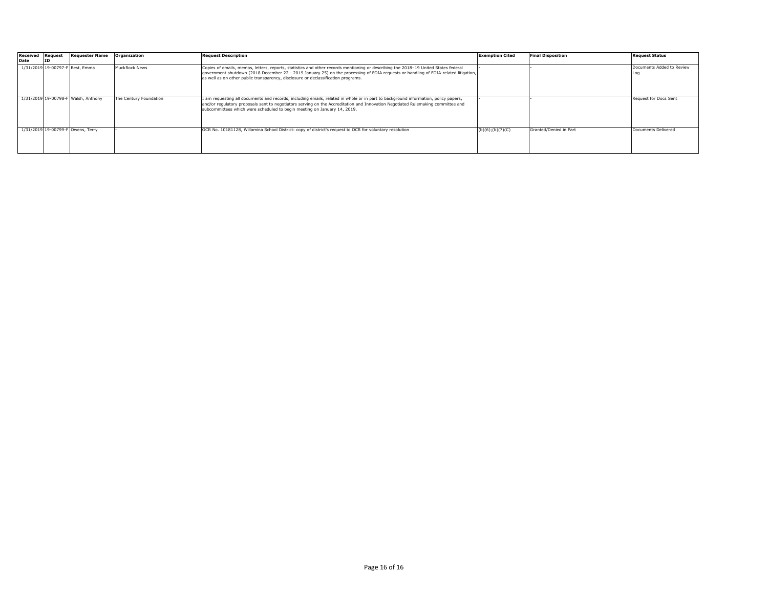| Received Date | Request ID | Requester Name | Organization | Request Description | Exemption Cited | Final Disposition | Request Status |
|---|---|---|---|---|---|---|---|
| 1/31/2019 | 19-00797-F | Best, Emma | MuckRock News | Copies of emails, memos, letters, reports, statistics and other records mentioning or describing the 2018–19 United States federal government shutdown (2018 December 22 - 2019 January 25) on the processing of FOIA requests or handling of FOIA-related litigation, as well as on other public transparency, disclosure or declassification programs. | - | - | Documents Added to Review Log |
| 1/31/2019 | 19-00798-F | Walsh, Anthony | The Century Foundation | I am requesting all documents and records, including emails, related in whole or in part to background information, policy papers, and/or regulatory proposals sent to negotiators serving on the Accreditation and Innovation Negotiated Rulemaking committee and subcommittees which were scheduled to begin meeting on January 14, 2019. | - | - | Request for Docs Sent |
| 1/31/2019 | 19-00799-F | Owens, Terry | - | OCR No. 10181128, Willamina School District: copy of district's request to OCR for voluntary resolution | (b)(6);(b)(7)(C) | Granted/Denied in Part | Documents Delivered |